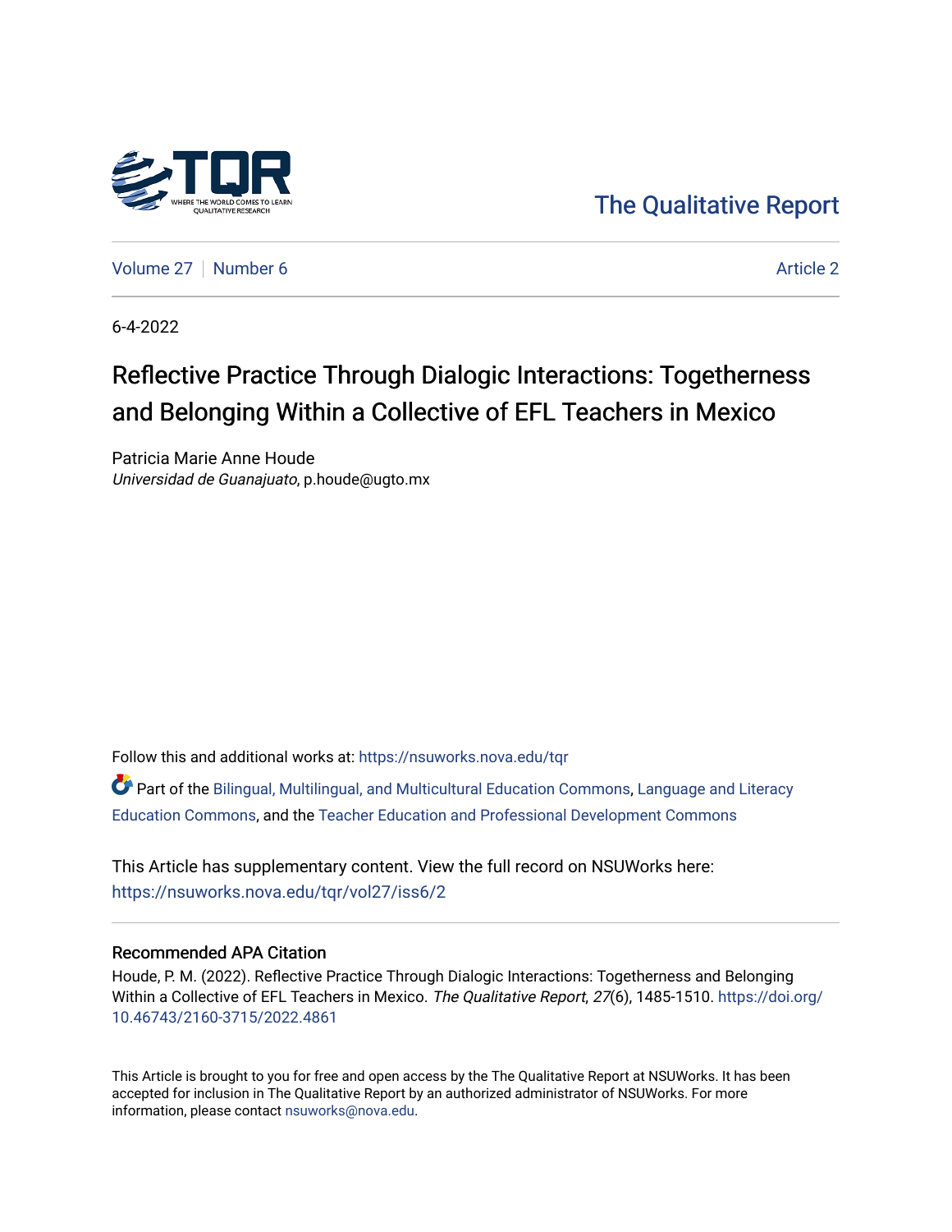The Qualitative Report

Volume 27 | Number 6 — Article 2

6-4-2022

# Reflective Practice Through Dialogic Interactions: Togetherness and Belonging Within a Collective of EFL Teachers in Mexico

Patricia Marie Anne Houde
*Universidad de Guanajuato*, p.houde@ugto.mx

Follow this and additional works at: https://nsuworks.nova.edu/tqr

Part of the Bilingual, Multilingual, and Multicultural Education Commons, Language and Literacy Education Commons, and the Teacher Education and Professional Development Commons

This Article has supplementary content. View the full record on NSUWorks here: https://nsuworks.nova.edu/tqr/vol27/iss6/2

### Recommended APA Citation

Houde, P. M. (2022). Reflective Practice Through Dialogic Interactions: Togetherness and Belonging Within a Collective of EFL Teachers in Mexico. *The Qualitative Report*, *27*(6), 1485-1510. https://doi.org/10.46743/2160-3715/2022.4861

This Article is brought to you for free and open access by the The Qualitative Report at NSUWorks. It has been accepted for inclusion in The Qualitative Report by an authorized administrator of NSUWorks. For more information, please contact nsuworks@nova.edu.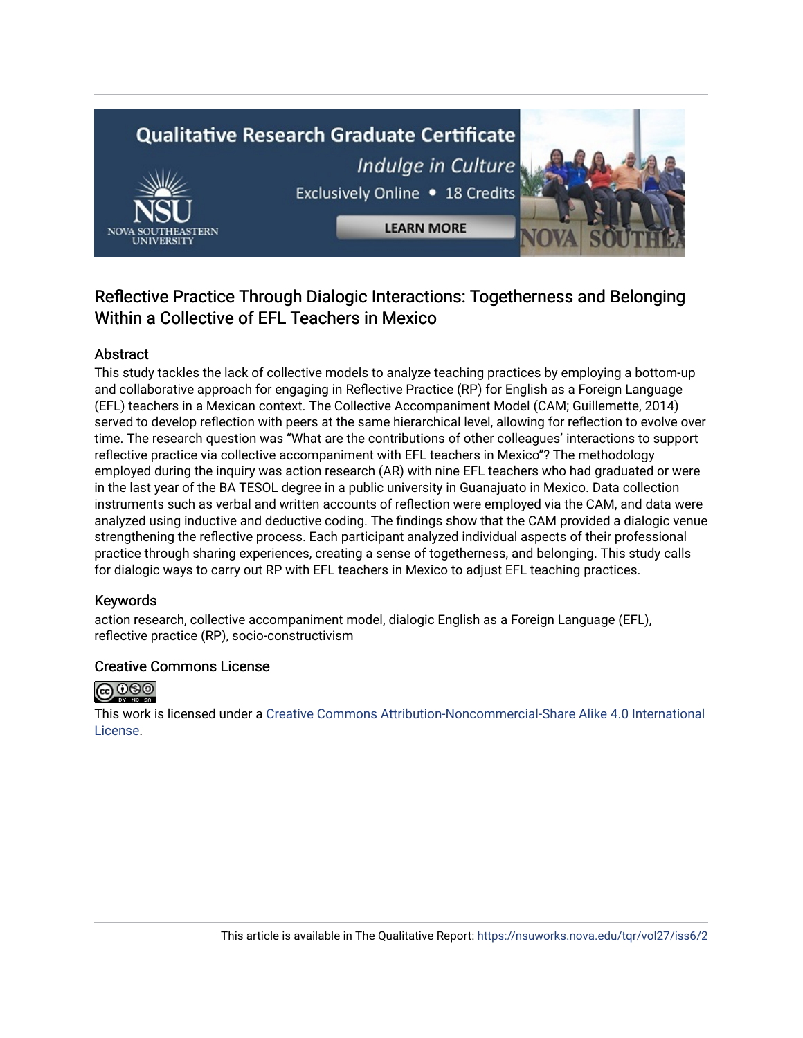# Reflective Practice Through Dialogic Interactions: Togetherness and Belonging Within a Collective of EFL Teachers in Mexico

## Abstract

This study tackles the lack of collective models to analyze teaching practices by employing a bottom-up and collaborative approach for engaging in Reflective Practice (RP) for English as a Foreign Language (EFL) teachers in a Mexican context. The Collective Accompaniment Model (CAM; Guillemette, 2014) served to develop reflection with peers at the same hierarchical level, allowing for reflection to evolve over time. The research question was "What are the contributions of other colleagues' interactions to support reflective practice via collective accompaniment with EFL teachers in Mexico"? The methodology employed during the inquiry was action research (AR) with nine EFL teachers who had graduated or were in the last year of the BA TESOL degree in a public university in Guanajuato in Mexico. Data collection instruments such as verbal and written accounts of reflection were employed via the CAM, and data were analyzed using inductive and deductive coding. The findings show that the CAM provided a dialogic venue strengthening the reflective process. Each participant analyzed individual aspects of their professional practice through sharing experiences, creating a sense of togetherness, and belonging. This study calls for dialogic ways to carry out RP with EFL teachers in Mexico to adjust EFL teaching practices.

## Keywords

action research, collective accompaniment model, dialogic English as a Foreign Language (EFL), reflective practice (RP), socio-constructivism

## Creative Commons License

This work is licensed under a Creative Commons Attribution-Noncommercial-Share Alike 4.0 International License.

This article is available in The Qualitative Report: https://nsuworks.nova.edu/tqr/vol27/iss6/2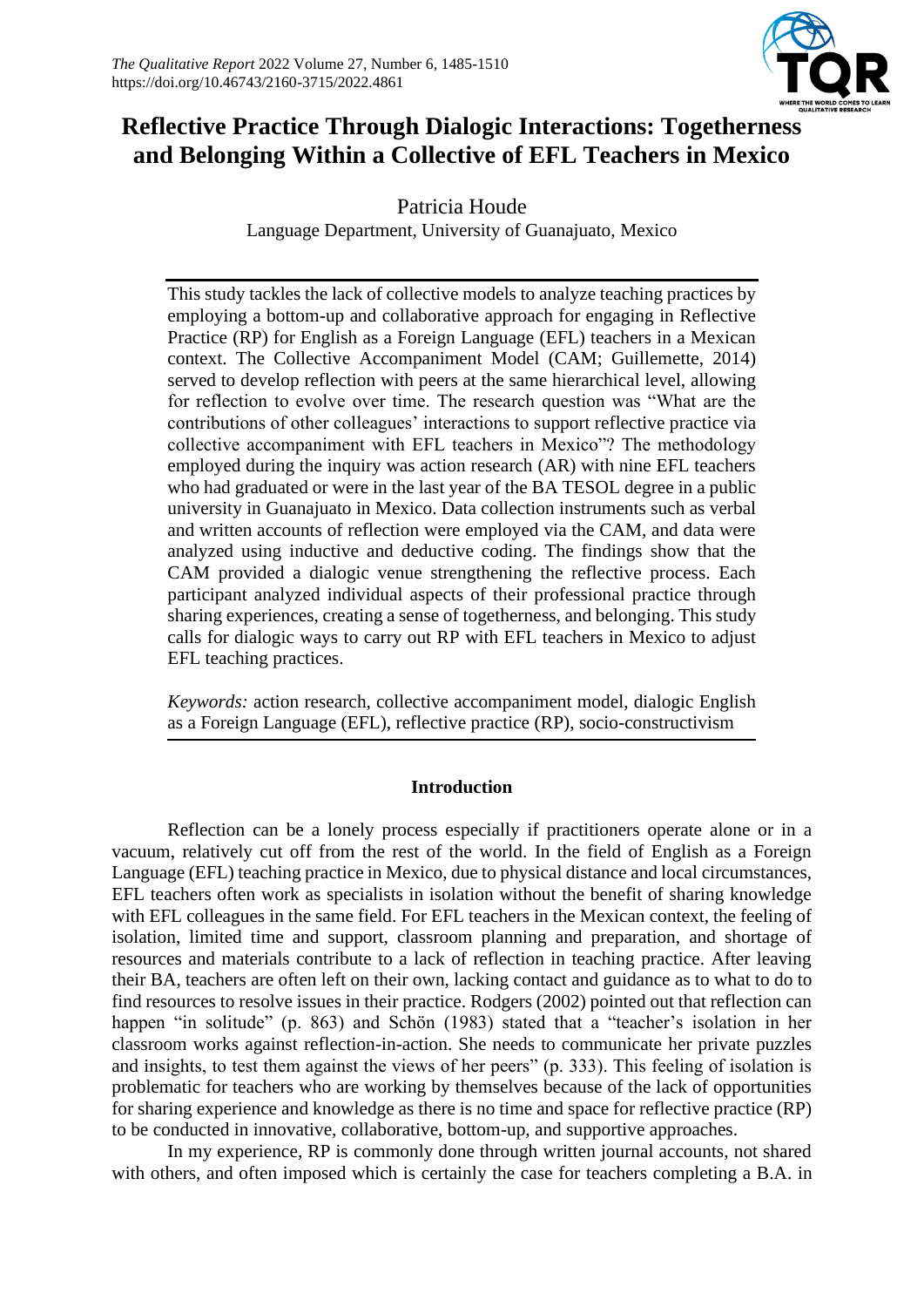# Reflective Practice Through Dialogic Interactions: Togetherness and Belonging Within a Collective of EFL Teachers in Mexico

Patricia Houde
Language Department, University of Guanajuato, Mexico

This study tackles the lack of collective models to analyze teaching practices by employing a bottom-up and collaborative approach for engaging in Reflective Practice (RP) for English as a Foreign Language (EFL) teachers in a Mexican context. The Collective Accompaniment Model (CAM; Guillemette, 2014) served to develop reflection with peers at the same hierarchical level, allowing for reflection to evolve over time. The research question was "What are the contributions of other colleagues' interactions to support reflective practice via collective accompaniment with EFL teachers in Mexico"? The methodology employed during the inquiry was action research (AR) with nine EFL teachers who had graduated or were in the last year of the BA TESOL degree in a public university in Guanajuato in Mexico. Data collection instruments such as verbal and written accounts of reflection were employed via the CAM, and data were analyzed using inductive and deductive coding. The findings show that the CAM provided a dialogic venue strengthening the reflective process. Each participant analyzed individual aspects of their professional practice through sharing experiences, creating a sense of togetherness, and belonging. This study calls for dialogic ways to carry out RP with EFL teachers in Mexico to adjust EFL teaching practices.

*Keywords:* action research, collective accompaniment model, dialogic English as a Foreign Language (EFL), reflective practice (RP), socio-constructivism

## Introduction

Reflection can be a lonely process especially if practitioners operate alone or in a vacuum, relatively cut off from the rest of the world. In the field of English as a Foreign Language (EFL) teaching practice in Mexico, due to physical distance and local circumstances, EFL teachers often work as specialists in isolation without the benefit of sharing knowledge with EFL colleagues in the same field. For EFL teachers in the Mexican context, the feeling of isolation, limited time and support, classroom planning and preparation, and shortage of resources and materials contribute to a lack of reflection in teaching practice. After leaving their BA, teachers are often left on their own, lacking contact and guidance as to what to do to find resources to resolve issues in their practice. Rodgers (2002) pointed out that reflection can happen "in solitude" (p. 863) and Schön (1983) stated that a "teacher's isolation in her classroom works against reflection-in-action. She needs to communicate her private puzzles and insights, to test them against the views of her peers" (p. 333). This feeling of isolation is problematic for teachers who are working by themselves because of the lack of opportunities for sharing experience and knowledge as there is no time and space for reflective practice (RP) to be conducted in innovative, collaborative, bottom-up, and supportive approaches.

In my experience, RP is commonly done through written journal accounts, not shared with others, and often imposed which is certainly the case for teachers completing a B.A. in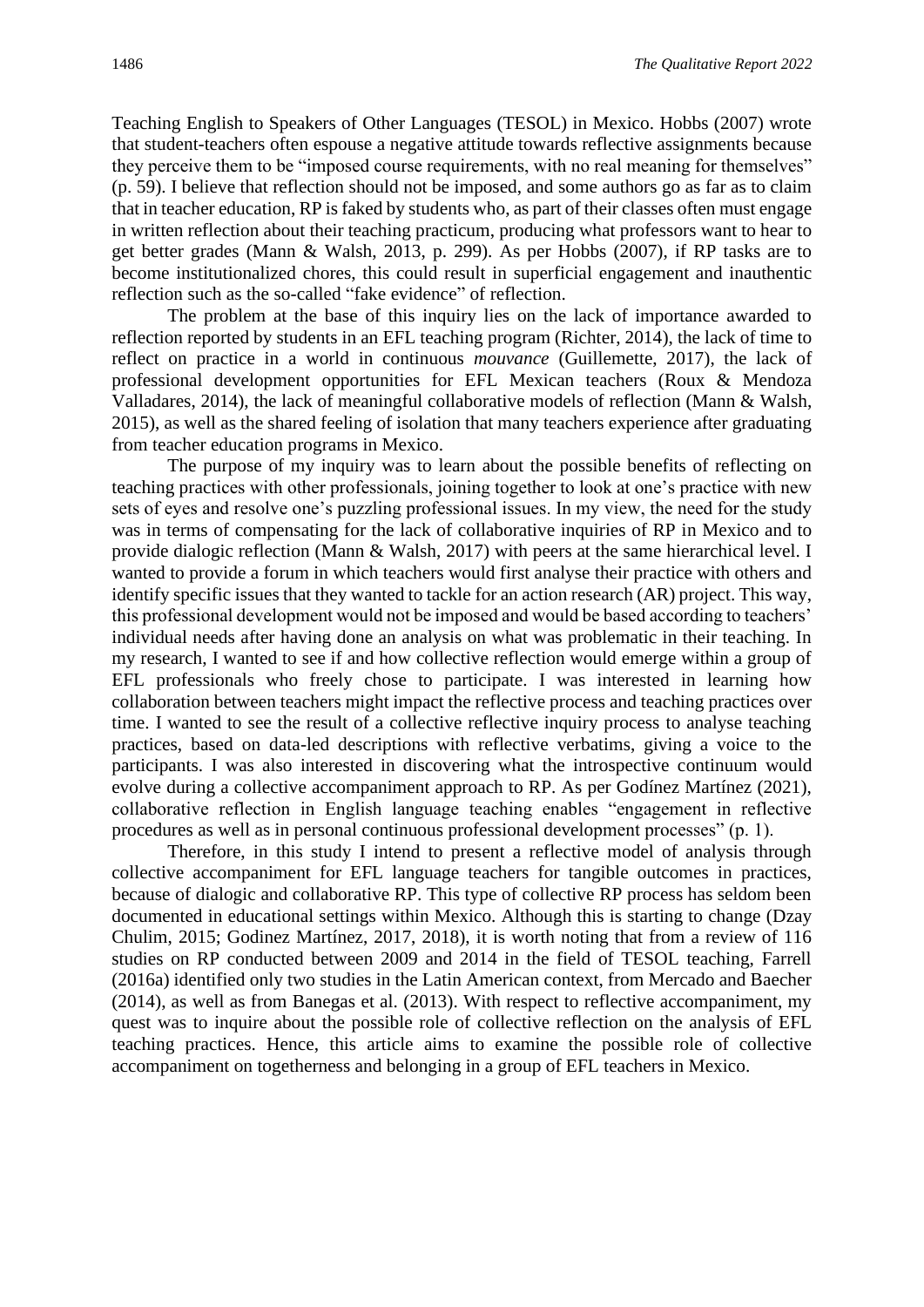Teaching English to Speakers of Other Languages (TESOL) in Mexico. Hobbs (2007) wrote that student-teachers often espouse a negative attitude towards reflective assignments because they perceive them to be "imposed course requirements, with no real meaning for themselves" (p. 59). I believe that reflection should not be imposed, and some authors go as far as to claim that in teacher education, RP is faked by students who, as part of their classes often must engage in written reflection about their teaching practicum, producing what professors want to hear to get better grades (Mann & Walsh, 2013, p. 299). As per Hobbs (2007), if RP tasks are to become institutionalized chores, this could result in superficial engagement and inauthentic reflection such as the so-called "fake evidence" of reflection.

The problem at the base of this inquiry lies on the lack of importance awarded to reflection reported by students in an EFL teaching program (Richter, 2014), the lack of time to reflect on practice in a world in continuous *mouvance* (Guillemette, 2017), the lack of professional development opportunities for EFL Mexican teachers (Roux & Mendoza Valladares, 2014), the lack of meaningful collaborative models of reflection (Mann & Walsh, 2015), as well as the shared feeling of isolation that many teachers experience after graduating from teacher education programs in Mexico.

The purpose of my inquiry was to learn about the possible benefits of reflecting on teaching practices with other professionals, joining together to look at one's practice with new sets of eyes and resolve one's puzzling professional issues. In my view, the need for the study was in terms of compensating for the lack of collaborative inquiries of RP in Mexico and to provide dialogic reflection (Mann & Walsh, 2017) with peers at the same hierarchical level. I wanted to provide a forum in which teachers would first analyse their practice with others and identify specific issues that they wanted to tackle for an action research (AR) project. This way, this professional development would not be imposed and would be based according to teachers' individual needs after having done an analysis on what was problematic in their teaching. In my research, I wanted to see if and how collective reflection would emerge within a group of EFL professionals who freely chose to participate. I was interested in learning how collaboration between teachers might impact the reflective process and teaching practices over time. I wanted to see the result of a collective reflective inquiry process to analyse teaching practices, based on data-led descriptions with reflective verbatims, giving a voice to the participants. I was also interested in discovering what the introspective continuum would evolve during a collective accompaniment approach to RP. As per Godínez Martínez (2021), collaborative reflection in English language teaching enables "engagement in reflective procedures as well as in personal continuous professional development processes" (p. 1).

Therefore, in this study I intend to present a reflective model of analysis through collective accompaniment for EFL language teachers for tangible outcomes in practices, because of dialogic and collaborative RP. This type of collective RP process has seldom been documented in educational settings within Mexico. Although this is starting to change (Dzay Chulim, 2015; Godinez Martínez, 2017, 2018), it is worth noting that from a review of 116 studies on RP conducted between 2009 and 2014 in the field of TESOL teaching, Farrell (2016a) identified only two studies in the Latin American context, from Mercado and Baecher (2014), as well as from Banegas et al. (2013). With respect to reflective accompaniment, my quest was to inquire about the possible role of collective reflection on the analysis of EFL teaching practices. Hence, this article aims to examine the possible role of collective accompaniment on togetherness and belonging in a group of EFL teachers in Mexico.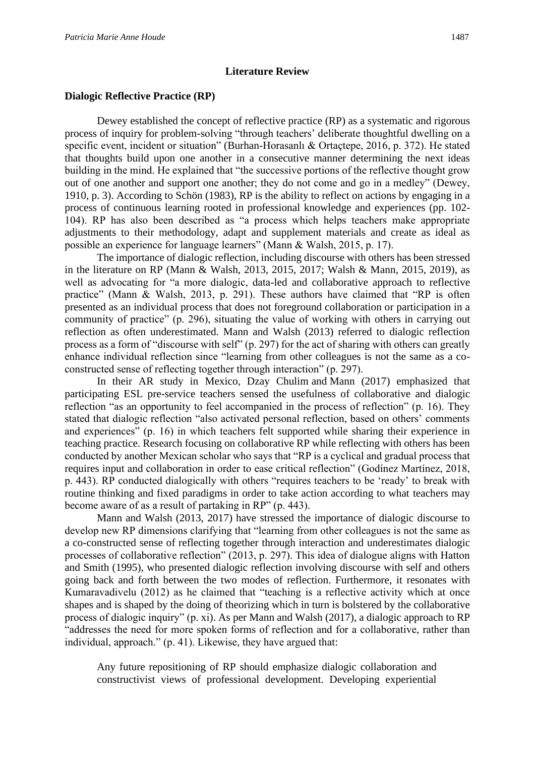## Literature Review

### Dialogic Reflective Practice (RP)

Dewey established the concept of reflective practice (RP) as a systematic and rigorous process of inquiry for problem-solving "through teachers' deliberate thoughtful dwelling on a specific event, incident or situation" (Burhan-Horasanlı & Ortaçtepe, 2016, p. 372). He stated that thoughts build upon one another in a consecutive manner determining the next ideas building in the mind. He explained that "the successive portions of the reflective thought grow out of one another and support one another; they do not come and go in a medley" (Dewey, 1910, p. 3). According to Schön (1983), RP is the ability to reflect on actions by engaging in a process of continuous learning rooted in professional knowledge and experiences (pp. 102-104). RP has also been described as "a process which helps teachers make appropriate adjustments to their methodology, adapt and supplement materials and create as ideal as possible an experience for language learners" (Mann & Walsh, 2015, p. 17).

The importance of dialogic reflection, including discourse with others has been stressed in the literature on RP (Mann & Walsh, 2013, 2015, 2017; Walsh & Mann, 2015, 2019), as well as advocating for "a more dialogic, data-led and collaborative approach to reflective practice" (Mann & Walsh, 2013, p. 291). These authors have claimed that "RP is often presented as an individual process that does not foreground collaboration or participation in a community of practice" (p. 296), situating the value of working with others in carrying out reflection as often underestimated. Mann and Walsh (2013) referred to dialogic reflection process as a form of "discourse with self" (p. 297) for the act of sharing with others can greatly enhance individual reflection since "learning from other colleagues is not the same as a co-constructed sense of reflecting together through interaction" (p. 297).

In their AR study in Mexico, Dzay Chulim and Mann (2017) emphasized that participating ESL pre-service teachers sensed the usefulness of collaborative and dialogic reflection "as an opportunity to feel accompanied in the process of reflection" (p. 16). They stated that dialogic reflection "also activated personal reflection, based on others' comments and experiences" (p. 16) in which teachers felt supported while sharing their experience in teaching practice. Research focusing on collaborative RP while reflecting with others has been conducted by another Mexican scholar who says that "RP is a cyclical and gradual process that requires input and collaboration in order to ease critical reflection" (Godínez Martínez, 2018, p. 443). RP conducted dialogically with others "requires teachers to be 'ready' to break with routine thinking and fixed paradigms in order to take action according to what teachers may become aware of as a result of partaking in RP" (p. 443).

Mann and Walsh (2013, 2017) have stressed the importance of dialogic discourse to develop new RP dimensions clarifying that "learning from other colleagues is not the same as a co-constructed sense of reflecting together through interaction and underestimates dialogic processes of collaborative reflection" (2013, p. 297). This idea of dialogue aligns with Hatton and Smith (1995), who presented dialogic reflection involving discourse with self and others going back and forth between the two modes of reflection. Furthermore, it resonates with Kumaravadivelu (2012) as he claimed that "teaching is a reflective activity which at once shapes and is shaped by the doing of theorizing which in turn is bolstered by the collaborative process of dialogic inquiry" (p. xi). As per Mann and Walsh (2017), a dialogic approach to RP "addresses the need for more spoken forms of reflection and for a collaborative, rather than individual, approach." (p. 41). Likewise, they have argued that:

> Any future repositioning of RP should emphasize dialogic collaboration and constructivist views of professional development. Developing experiential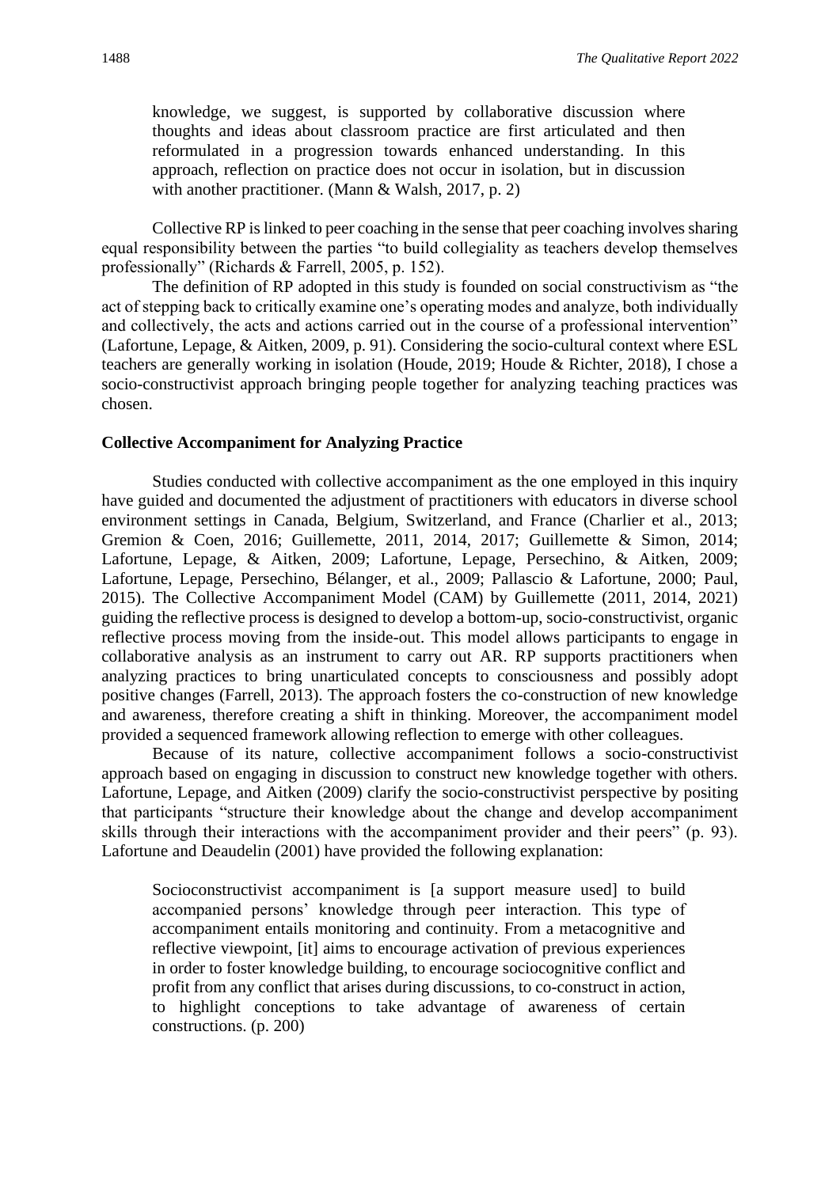> knowledge, we suggest, is supported by collaborative discussion where thoughts and ideas about classroom practice are first articulated and then reformulated in a progression towards enhanced understanding. In this approach, reflection on practice does not occur in isolation, but in discussion with another practitioner. (Mann & Walsh, 2017, p. 2)

Collective RP is linked to peer coaching in the sense that peer coaching involves sharing equal responsibility between the parties "to build collegiality as teachers develop themselves professionally" (Richards & Farrell, 2005, p. 152).

The definition of RP adopted in this study is founded on social constructivism as "the act of stepping back to critically examine one's operating modes and analyze, both individually and collectively, the acts and actions carried out in the course of a professional intervention" (Lafortune, Lepage, & Aitken, 2009, p. 91). Considering the socio-cultural context where ESL teachers are generally working in isolation (Houde, 2019; Houde & Richter, 2018), I chose a socio-constructivist approach bringing people together for analyzing teaching practices was chosen.

### Collective Accompaniment for Analyzing Practice

Studies conducted with collective accompaniment as the one employed in this inquiry have guided and documented the adjustment of practitioners with educators in diverse school environment settings in Canada, Belgium, Switzerland, and France (Charlier et al., 2013; Gremion & Coen, 2016; Guillemette, 2011, 2014, 2017; Guillemette & Simon, 2014; Lafortune, Lepage, & Aitken, 2009; Lafortune, Lepage, Persechino, & Aitken, 2009; Lafortune, Lepage, Persechino, Bélanger, et al., 2009; Pallascio & Lafortune, 2000; Paul, 2015). The Collective Accompaniment Model (CAM) by Guillemette (2011, 2014, 2021) guiding the reflective process is designed to develop a bottom-up, socio-constructivist, organic reflective process moving from the inside-out. This model allows participants to engage in collaborative analysis as an instrument to carry out AR. RP supports practitioners when analyzing practices to bring unarticulated concepts to consciousness and possibly adopt positive changes (Farrell, 2013). The approach fosters the co-construction of new knowledge and awareness, therefore creating a shift in thinking. Moreover, the accompaniment model provided a sequenced framework allowing reflection to emerge with other colleagues.

Because of its nature, collective accompaniment follows a socio-constructivist approach based on engaging in discussion to construct new knowledge together with others. Lafortune, Lepage, and Aitken (2009) clarify the socio-constructivist perspective by positing that participants "structure their knowledge about the change and develop accompaniment skills through their interactions with the accompaniment provider and their peers" (p. 93). Lafortune and Deaudelin (2001) have provided the following explanation:

> Socioconstructivist accompaniment is [a support measure used] to build accompanied persons' knowledge through peer interaction. This type of accompaniment entails monitoring and continuity. From a metacognitive and reflective viewpoint, [it] aims to encourage activation of previous experiences in order to foster knowledge building, to encourage sociocognitive conflict and profit from any conflict that arises during discussions, to co-construct in action, to highlight conceptions to take advantage of awareness of certain constructions. (p. 200)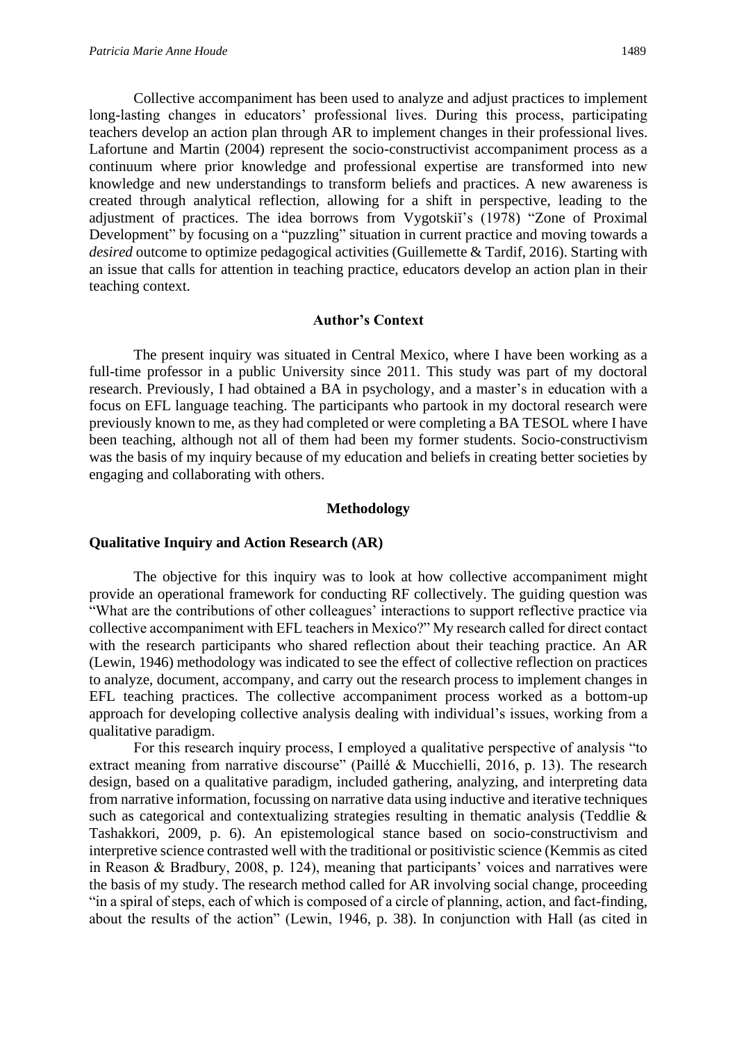Collective accompaniment has been used to analyze and adjust practices to implement long-lasting changes in educators' professional lives. During this process, participating teachers develop an action plan through AR to implement changes in their professional lives. Lafortune and Martin (2004) represent the socio-constructivist accompaniment process as a continuum where prior knowledge and professional expertise are transformed into new knowledge and new understandings to transform beliefs and practices. A new awareness is created through analytical reflection, allowing for a shift in perspective, leading to the adjustment of practices. The idea borrows from Vygotskiĭ's (1978) "Zone of Proximal Development" by focusing on a "puzzling" situation in current practice and moving towards a *desired* outcome to optimize pedagogical activities (Guillemette & Tardif, 2016). Starting with an issue that calls for attention in teaching practice, educators develop an action plan in their teaching context.

## Author's Context

The present inquiry was situated in Central Mexico, where I have been working as a full-time professor in a public University since 2011. This study was part of my doctoral research. Previously, I had obtained a BA in psychology, and a master's in education with a focus on EFL language teaching. The participants who partook in my doctoral research were previously known to me, as they had completed or were completing a BA TESOL where I have been teaching, although not all of them had been my former students. Socio-constructivism was the basis of my inquiry because of my education and beliefs in creating better societies by engaging and collaborating with others.

## Methodology

### Qualitative Inquiry and Action Research (AR)

The objective for this inquiry was to look at how collective accompaniment might provide an operational framework for conducting RF collectively. The guiding question was "What are the contributions of other colleagues' interactions to support reflective practice via collective accompaniment with EFL teachers in Mexico?" My research called for direct contact with the research participants who shared reflection about their teaching practice. An AR (Lewin, 1946) methodology was indicated to see the effect of collective reflection on practices to analyze, document, accompany, and carry out the research process to implement changes in EFL teaching practices. The collective accompaniment process worked as a bottom-up approach for developing collective analysis dealing with individual's issues, working from a qualitative paradigm.

For this research inquiry process, I employed a qualitative perspective of analysis "to extract meaning from narrative discourse" (Paillé & Mucchielli, 2016, p. 13). The research design, based on a qualitative paradigm, included gathering, analyzing, and interpreting data from narrative information, focussing on narrative data using inductive and iterative techniques such as categorical and contextualizing strategies resulting in thematic analysis (Teddlie & Tashakkori, 2009, p. 6). An epistemological stance based on socio-constructivism and interpretive science contrasted well with the traditional or positivistic science (Kemmis as cited in Reason & Bradbury, 2008, p. 124), meaning that participants' voices and narratives were the basis of my study. The research method called for AR involving social change, proceeding "in a spiral of steps, each of which is composed of a circle of planning, action, and fact-finding, about the results of the action" (Lewin, 1946, p. 38). In conjunction with Hall (as cited in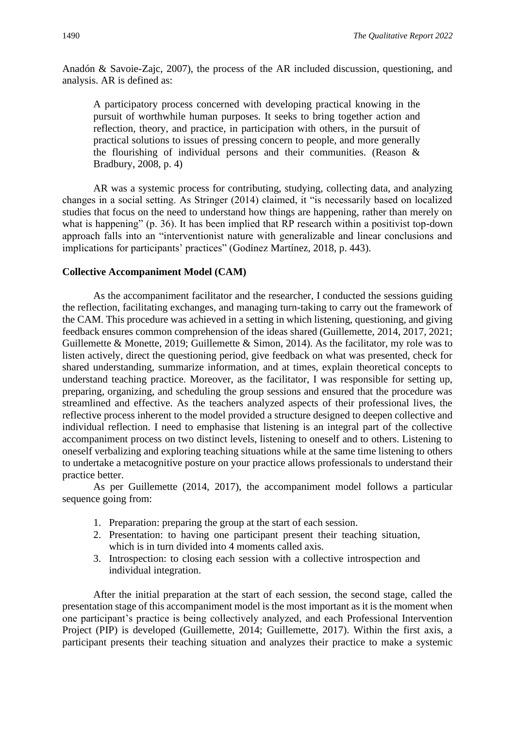Anadón & Savoie-Zajc, 2007), the process of the AR included discussion, questioning, and analysis. AR is defined as:

> A participatory process concerned with developing practical knowing in the pursuit of worthwhile human purposes. It seeks to bring together action and reflection, theory, and practice, in participation with others, in the pursuit of practical solutions to issues of pressing concern to people, and more generally the flourishing of individual persons and their communities. (Reason & Bradbury, 2008, p. 4)

AR was a systemic process for contributing, studying, collecting data, and analyzing changes in a social setting. As Stringer (2014) claimed, it "is necessarily based on localized studies that focus on the need to understand how things are happening, rather than merely on what is happening" (p. 36). It has been implied that RP research within a positivist top-down approach falls into an "interventionist nature with generalizable and linear conclusions and implications for participants' practices" (Godínez Martínez, 2018, p. 443).

**Collective Accompaniment Model (CAM)**

As the accompaniment facilitator and the researcher, I conducted the sessions guiding the reflection, facilitating exchanges, and managing turn-taking to carry out the framework of the CAM. This procedure was achieved in a setting in which listening, questioning, and giving feedback ensures common comprehension of the ideas shared (Guillemette, 2014, 2017, 2021; Guillemette & Monette, 2019; Guillemette & Simon, 2014). As the facilitator, my role was to listen actively, direct the questioning period, give feedback on what was presented, check for shared understanding, summarize information, and at times, explain theoretical concepts to understand teaching practice. Moreover, as the facilitator, I was responsible for setting up, preparing, organizing, and scheduling the group sessions and ensured that the procedure was streamlined and effective. As the teachers analyzed aspects of their professional lives, the reflective process inherent to the model provided a structure designed to deepen collective and individual reflection. I need to emphasise that listening is an integral part of the collective accompaniment process on two distinct levels, listening to oneself and to others. Listening to oneself verbalizing and exploring teaching situations while at the same time listening to others to undertake a metacognitive posture on your practice allows professionals to understand their practice better.

As per Guillemette (2014, 2017), the accompaniment model follows a particular sequence going from:

1. Preparation: preparing the group at the start of each session.
2. Presentation: to having one participant present their teaching situation, which is in turn divided into 4 moments called axis.
3. Introspection: to closing each session with a collective introspection and individual integration.

After the initial preparation at the start of each session, the second stage, called the presentation stage of this accompaniment model is the most important as it is the moment when one participant's practice is being collectively analyzed, and each Professional Intervention Project (PIP) is developed (Guillemette, 2014; Guillemette, 2017). Within the first axis, a participant presents their teaching situation and analyzes their practice to make a systemic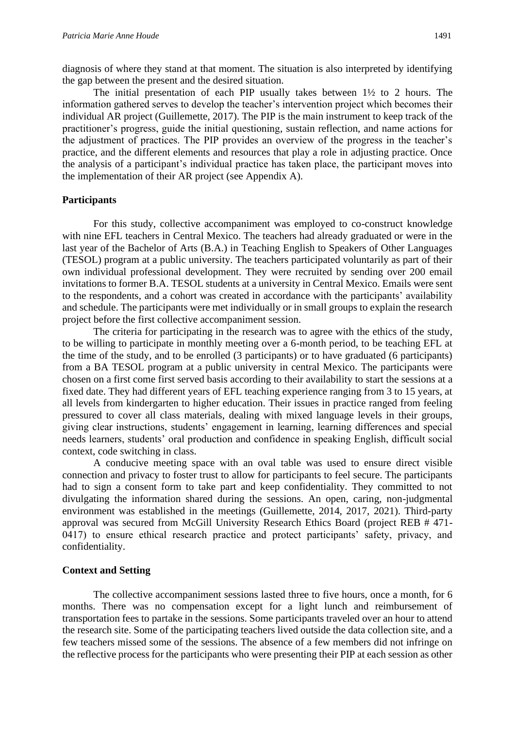diagnosis of where they stand at that moment. The situation is also interpreted by identifying the gap between the present and the desired situation.

The initial presentation of each PIP usually takes between 1½ to 2 hours. The information gathered serves to develop the teacher's intervention project which becomes their individual AR project (Guillemette, 2017). The PIP is the main instrument to keep track of the practitioner's progress, guide the initial questioning, sustain reflection, and name actions for the adjustment of practices. The PIP provides an overview of the progress in the teacher's practice, and the different elements and resources that play a role in adjusting practice. Once the analysis of a participant's individual practice has taken place, the participant moves into the implementation of their AR project (see Appendix A).

## Participants

For this study, collective accompaniment was employed to co-construct knowledge with nine EFL teachers in Central Mexico. The teachers had already graduated or were in the last year of the Bachelor of Arts (B.A.) in Teaching English to Speakers of Other Languages (TESOL) program at a public university. The teachers participated voluntarily as part of their own individual professional development. They were recruited by sending over 200 email invitations to former B.A. TESOL students at a university in Central Mexico. Emails were sent to the respondents, and a cohort was created in accordance with the participants' availability and schedule. The participants were met individually or in small groups to explain the research project before the first collective accompaniment session.

The criteria for participating in the research was to agree with the ethics of the study, to be willing to participate in monthly meeting over a 6-month period, to be teaching EFL at the time of the study, and to be enrolled (3 participants) or to have graduated (6 participants) from a BA TESOL program at a public university in central Mexico. The participants were chosen on a first come first served basis according to their availability to start the sessions at a fixed date. They had different years of EFL teaching experience ranging from 3 to 15 years, at all levels from kindergarten to higher education. Their issues in practice ranged from feeling pressured to cover all class materials, dealing with mixed language levels in their groups, giving clear instructions, students' engagement in learning, learning differences and special needs learners, students' oral production and confidence in speaking English, difficult social context, code switching in class.

A conducive meeting space with an oval table was used to ensure direct visible connection and privacy to foster trust to allow for participants to feel secure. The participants had to sign a consent form to take part and keep confidentiality. They committed to not divulgating the information shared during the sessions. An open, caring, non-judgmental environment was established in the meetings (Guillemette, 2014, 2017, 2021). Third-party approval was secured from McGill University Research Ethics Board (project REB # 471-0417) to ensure ethical research practice and protect participants' safety, privacy, and confidentiality.

## Context and Setting

The collective accompaniment sessions lasted three to five hours, once a month, for 6 months. There was no compensation except for a light lunch and reimbursement of transportation fees to partake in the sessions. Some participants traveled over an hour to attend the research site. Some of the participating teachers lived outside the data collection site, and a few teachers missed some of the sessions. The absence of a few members did not infringe on the reflective process for the participants who were presenting their PIP at each session as other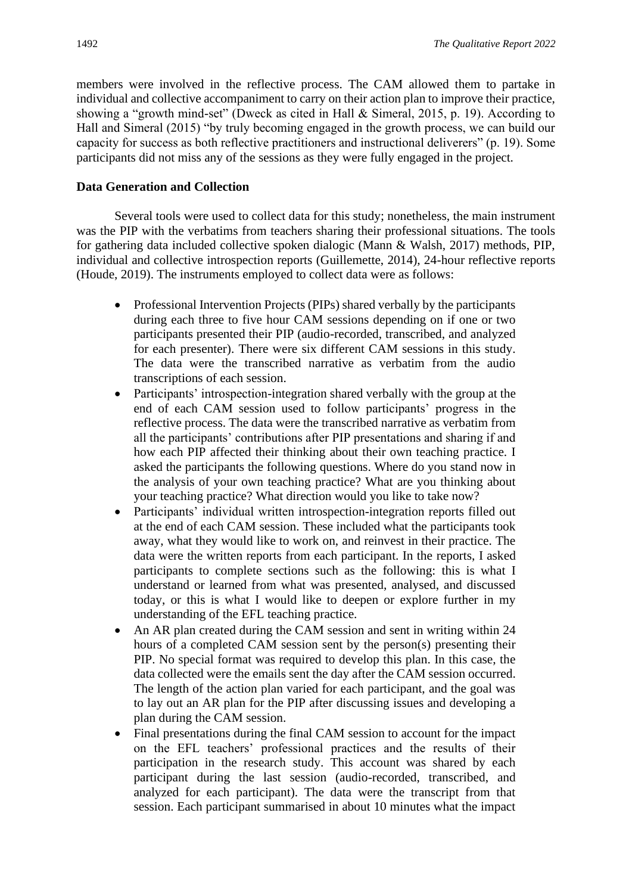members were involved in the reflective process. The CAM allowed them to partake in individual and collective accompaniment to carry on their action plan to improve their practice, showing a "growth mind-set" (Dweck as cited in Hall & Simeral, 2015, p. 19). According to Hall and Simeral (2015) "by truly becoming engaged in the growth process, we can build our capacity for success as both reflective practitioners and instructional deliverers" (p. 19). Some participants did not miss any of the sessions as they were fully engaged in the project.

**Data Generation and Collection**

Several tools were used to collect data for this study; nonetheless, the main instrument was the PIP with the verbatims from teachers sharing their professional situations. The tools for gathering data included collective spoken dialogic (Mann & Walsh, 2017) methods, PIP, individual and collective introspection reports (Guillemette, 2014), 24-hour reflective reports (Houde, 2019). The instruments employed to collect data were as follows:

- Professional Intervention Projects (PIPs) shared verbally by the participants during each three to five hour CAM sessions depending on if one or two participants presented their PIP (audio-recorded, transcribed, and analyzed for each presenter). There were six different CAM sessions in this study. The data were the transcribed narrative as verbatim from the audio transcriptions of each session.
- Participants' introspection-integration shared verbally with the group at the end of each CAM session used to follow participants' progress in the reflective process. The data were the transcribed narrative as verbatim from all the participants' contributions after PIP presentations and sharing if and how each PIP affected their thinking about their own teaching practice. I asked the participants the following questions. Where do you stand now in the analysis of your own teaching practice? What are you thinking about your teaching practice? What direction would you like to take now?
- Participants' individual written introspection-integration reports filled out at the end of each CAM session. These included what the participants took away, what they would like to work on, and reinvest in their practice. The data were the written reports from each participant. In the reports, I asked participants to complete sections such as the following: this is what I understand or learned from what was presented, analysed, and discussed today, or this is what I would like to deepen or explore further in my understanding of the EFL teaching practice.
- An AR plan created during the CAM session and sent in writing within 24 hours of a completed CAM session sent by the person(s) presenting their PIP. No special format was required to develop this plan. In this case, the data collected were the emails sent the day after the CAM session occurred. The length of the action plan varied for each participant, and the goal was to lay out an AR plan for the PIP after discussing issues and developing a plan during the CAM session.
- Final presentations during the final CAM session to account for the impact on the EFL teachers' professional practices and the results of their participation in the research study. This account was shared by each participant during the last session (audio-recorded, transcribed, and analyzed for each participant). The data were the transcript from that session. Each participant summarised in about 10 minutes what the impact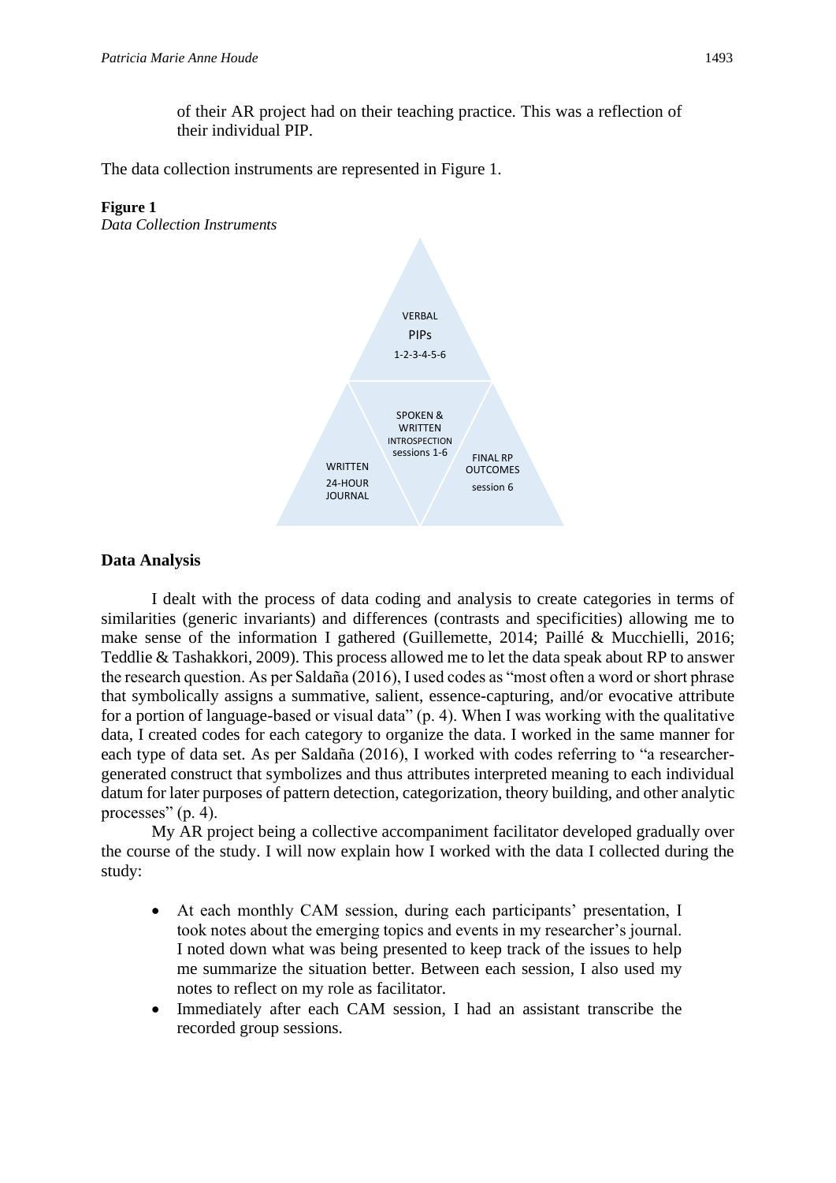of their AR project had on their teaching practice. This was a reflection of their individual PIP.

The data collection instruments are represented in Figure 1.

**Figure 1**
*Data Collection Instruments*

VERBAL
PIPs
1-2-3-4-5-6

SPOKEN & WRITTEN INTROSPECTION sessions 1-6

WRITTEN
24-HOUR JOURNAL

FINAL RP OUTCOMES
session 6

### Data Analysis

I dealt with the process of data coding and analysis to create categories in terms of similarities (generic invariants) and differences (contrasts and specificities) allowing me to make sense of the information I gathered (Guillemette, 2014; Paillé & Mucchielli, 2016; Teddlie & Tashakkori, 2009). This process allowed me to let the data speak about RP to answer the research question. As per Saldaña (2016), I used codes as "most often a word or short phrase that symbolically assigns a summative, salient, essence-capturing, and/or evocative attribute for a portion of language-based or visual data" (p. 4). When I was working with the qualitative data, I created codes for each category to organize the data. I worked in the same manner for each type of data set. As per Saldaña (2016), I worked with codes referring to "a researcher-generated construct that symbolizes and thus attributes interpreted meaning to each individual datum for later purposes of pattern detection, categorization, theory building, and other analytic processes" (p. 4).

My AR project being a collective accompaniment facilitator developed gradually over the course of the study. I will now explain how I worked with the data I collected during the study:

- At each monthly CAM session, during each participants' presentation, I took notes about the emerging topics and events in my researcher's journal. I noted down what was being presented to keep track of the issues to help me summarize the situation better. Between each session, I also used my notes to reflect on my role as facilitator.
- Immediately after each CAM session, I had an assistant transcribe the recorded group sessions.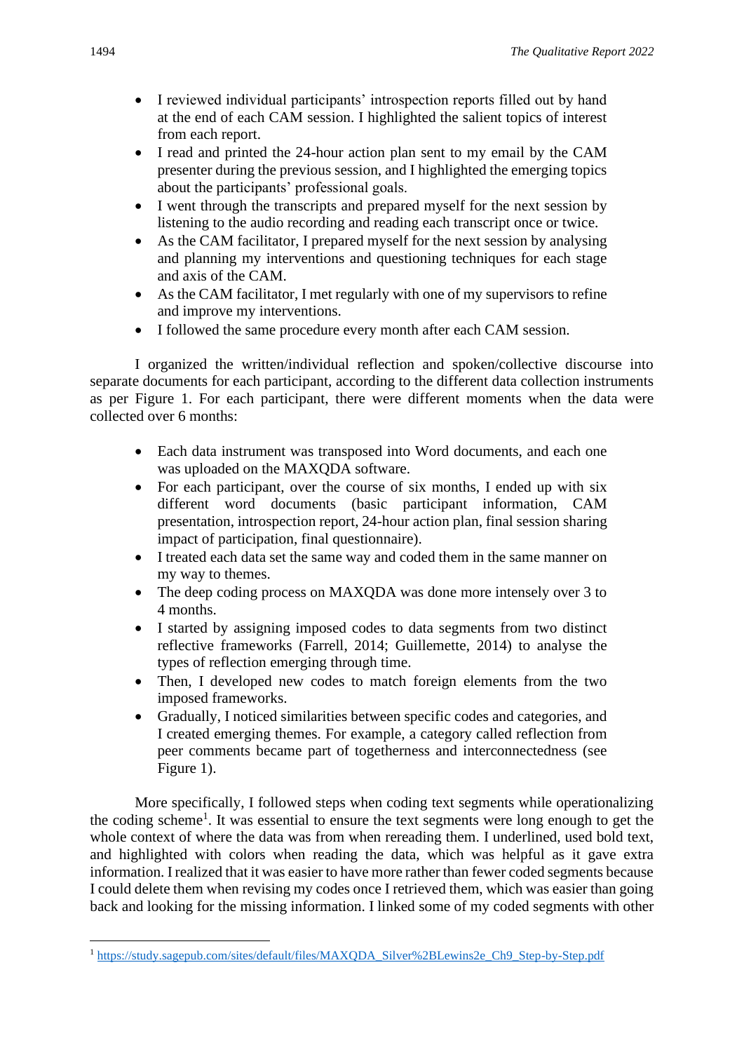- I reviewed individual participants' introspection reports filled out by hand at the end of each CAM session. I highlighted the salient topics of interest from each report.
- I read and printed the 24-hour action plan sent to my email by the CAM presenter during the previous session, and I highlighted the emerging topics about the participants' professional goals.
- I went through the transcripts and prepared myself for the next session by listening to the audio recording and reading each transcript once or twice.
- As the CAM facilitator, I prepared myself for the next session by analysing and planning my interventions and questioning techniques for each stage and axis of the CAM.
- As the CAM facilitator, I met regularly with one of my supervisors to refine and improve my interventions.
- I followed the same procedure every month after each CAM session.

I organized the written/individual reflection and spoken/collective discourse into separate documents for each participant, according to the different data collection instruments as per Figure 1. For each participant, there were different moments when the data were collected over 6 months:

- Each data instrument was transposed into Word documents, and each one was uploaded on the MAXQDA software.
- For each participant, over the course of six months, I ended up with six different word documents (basic participant information, CAM presentation, introspection report, 24-hour action plan, final session sharing impact of participation, final questionnaire).
- I treated each data set the same way and coded them in the same manner on my way to themes.
- The deep coding process on MAXQDA was done more intensely over 3 to 4 months.
- I started by assigning imposed codes to data segments from two distinct reflective frameworks (Farrell, 2014; Guillemette, 2014) to analyse the types of reflection emerging through time.
- Then, I developed new codes to match foreign elements from the two imposed frameworks.
- Gradually, I noticed similarities between specific codes and categories, and I created emerging themes. For example, a category called reflection from peer comments became part of togetherness and interconnectedness (see Figure 1).

More specifically, I followed steps when coding text segments while operationalizing the coding scheme[1]. It was essential to ensure the text segments were long enough to get the whole context of where the data was from when rereading them. I underlined, used bold text, and highlighted with colors when reading the data, which was helpful as it gave extra information. I realized that it was easier to have more rather than fewer coded segments because I could delete them when revising my codes once I retrieved them, which was easier than going back and looking for the missing information. I linked some of my coded segments with other

[1] https://study.sagepub.com/sites/default/files/MAXQDA_Silver%2BLewins2e_Ch9_Step-by-Step.pdf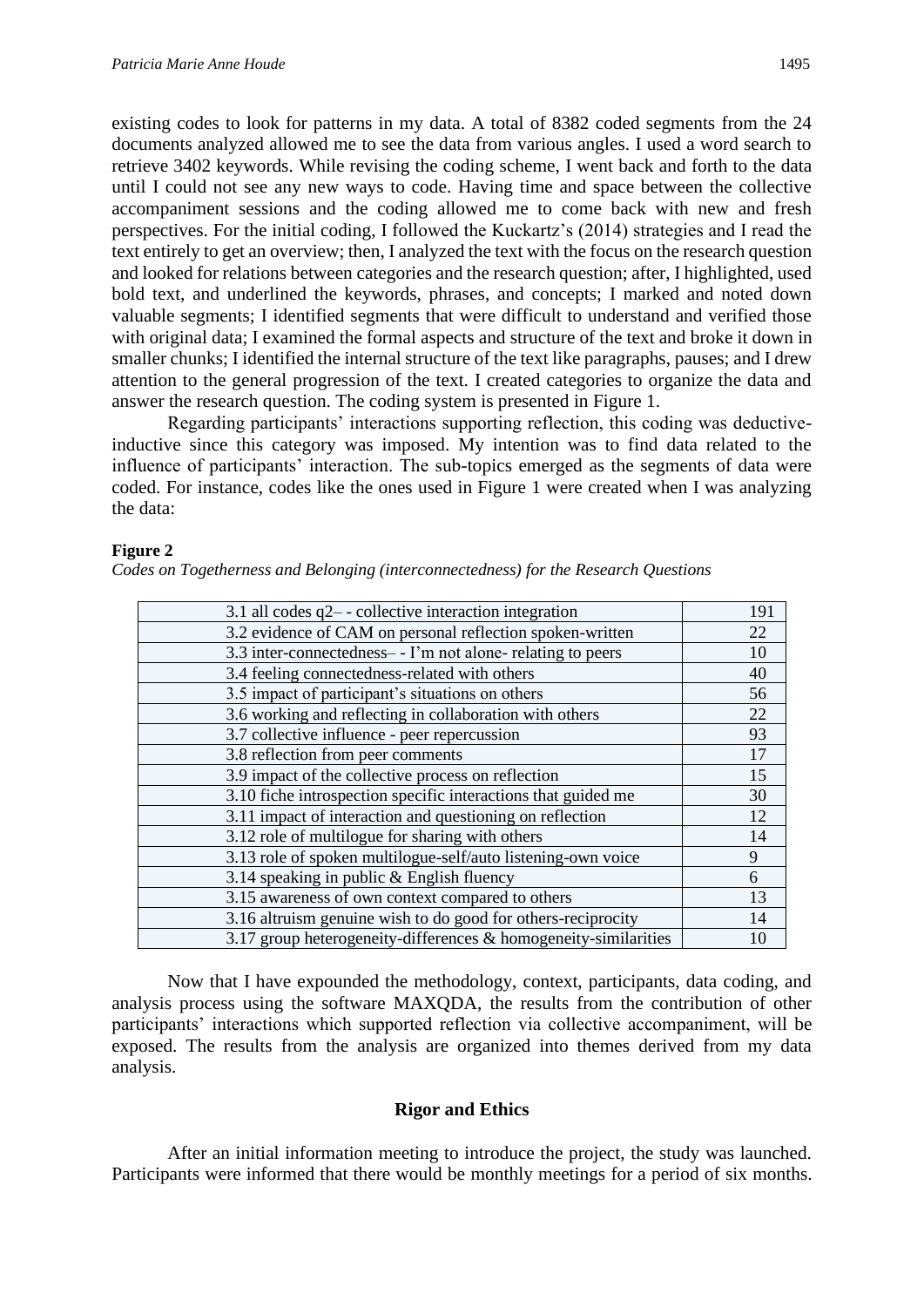existing codes to look for patterns in my data. A total of 8382 coded segments from the 24 documents analyzed allowed me to see the data from various angles. I used a word search to retrieve 3402 keywords. While revising the coding scheme, I went back and forth to the data until I could not see any new ways to code. Having time and space between the collective accompaniment sessions and the coding allowed me to come back with new and fresh perspectives. For the initial coding, I followed the Kuckartz's (2014) strategies and I read the text entirely to get an overview; then, I analyzed the text with the focus on the research question and looked for relations between categories and the research question; after, I highlighted, used bold text, and underlined the keywords, phrases, and concepts; I marked and noted down valuable segments; I identified segments that were difficult to understand and verified those with original data; I examined the formal aspects and structure of the text and broke it down in smaller chunks; I identified the internal structure of the text like paragraphs, pauses; and I drew attention to the general progression of the text. I created categories to organize the data and answer the research question. The coding system is presented in Figure 1.

Regarding participants' interactions supporting reflection, this coding was deductive-inductive since this category was imposed. My intention was to find data related to the influence of participants' interaction. The sub-topics emerged as the segments of data were coded. For instance, codes like the ones used in Figure 1 were created when I was analyzing the data:

**Figure 2**

*Codes on Togetherness and Belonging (interconnectedness) for the Research Questions*

| Code | Count |
|---|---|
| 3.1 all codes q2– - collective interaction integration | 191 |
| 3.2 evidence of CAM on personal reflection spoken-written | 22 |
| 3.3 inter-connectedness– - I'm not alone- relating to peers | 10 |
| 3.4 feeling connectedness-related with others | 40 |
| 3.5 impact of participant's situations on others | 56 |
| 3.6 working and reflecting in collaboration with others | 22 |
| 3.7 collective influence - peer repercussion | 93 |
| 3.8 reflection from peer comments | 17 |
| 3.9 impact of the collective process on reflection | 15 |
| 3.10 fiche introspection specific interactions that guided me | 30 |
| 3.11 impact of interaction and questioning on reflection | 12 |
| 3.12 role of multilogue for sharing with others | 14 |
| 3.13 role of spoken multilogue-self/auto listening-own voice | 9 |
| 3.14 speaking in public & English fluency | 6 |
| 3.15 awareness of own context compared to others | 13 |
| 3.16 altruism genuine wish to do good for others-reciprocity | 14 |
| 3.17 group heterogeneity-differences & homogeneity-similarities | 10 |

Now that I have expounded the methodology, context, participants, data coding, and analysis process using the software MAXQDA, the results from the contribution of other participants' interactions which supported reflection via collective accompaniment, will be exposed. The results from the analysis are organized into themes derived from my data analysis.

## Rigor and Ethics

After an initial information meeting to introduce the project, the study was launched. Participants were informed that there would be monthly meetings for a period of six months.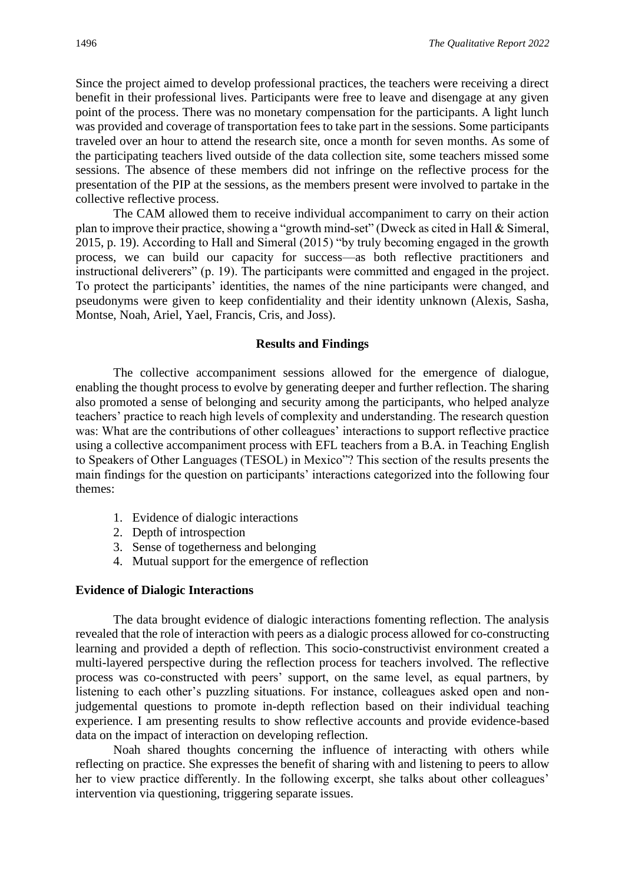Since the project aimed to develop professional practices, the teachers were receiving a direct benefit in their professional lives. Participants were free to leave and disengage at any given point of the process. There was no monetary compensation for the participants. A light lunch was provided and coverage of transportation fees to take part in the sessions. Some participants traveled over an hour to attend the research site, once a month for seven months. As some of the participating teachers lived outside of the data collection site, some teachers missed some sessions. The absence of these members did not infringe on the reflective process for the presentation of the PIP at the sessions, as the members present were involved to partake in the collective reflective process.

The CAM allowed them to receive individual accompaniment to carry on their action plan to improve their practice, showing a "growth mind-set" (Dweck as cited in Hall & Simeral, 2015, p. 19). According to Hall and Simeral (2015) "by truly becoming engaged in the growth process, we can build our capacity for success—as both reflective practitioners and instructional deliverers" (p. 19). The participants were committed and engaged in the project. To protect the participants' identities, the names of the nine participants were changed, and pseudonyms were given to keep confidentiality and their identity unknown (Alexis, Sasha, Montse, Noah, Ariel, Yael, Francis, Cris, and Joss).

## Results and Findings

The collective accompaniment sessions allowed for the emergence of dialogue, enabling the thought process to evolve by generating deeper and further reflection. The sharing also promoted a sense of belonging and security among the participants, who helped analyze teachers' practice to reach high levels of complexity and understanding. The research question was: What are the contributions of other colleagues' interactions to support reflective practice using a collective accompaniment process with EFL teachers from a B.A. in Teaching English to Speakers of Other Languages (TESOL) in Mexico"? This section of the results presents the main findings for the question on participants' interactions categorized into the following four themes:

1. Evidence of dialogic interactions
2. Depth of introspection
3. Sense of togetherness and belonging
4. Mutual support for the emergence of reflection

### Evidence of Dialogic Interactions

The data brought evidence of dialogic interactions fomenting reflection. The analysis revealed that the role of interaction with peers as a dialogic process allowed for co-constructing learning and provided a depth of reflection. This socio-constructivist environment created a multi-layered perspective during the reflection process for teachers involved. The reflective process was co-constructed with peers' support, on the same level, as equal partners, by listening to each other's puzzling situations. For instance, colleagues asked open and non-judgemental questions to promote in-depth reflection based on their individual teaching experience. I am presenting results to show reflective accounts and provide evidence-based data on the impact of interaction on developing reflection.

Noah shared thoughts concerning the influence of interacting with others while reflecting on practice. She expresses the benefit of sharing with and listening to peers to allow her to view practice differently. In the following excerpt, she talks about other colleagues' intervention via questioning, triggering separate issues.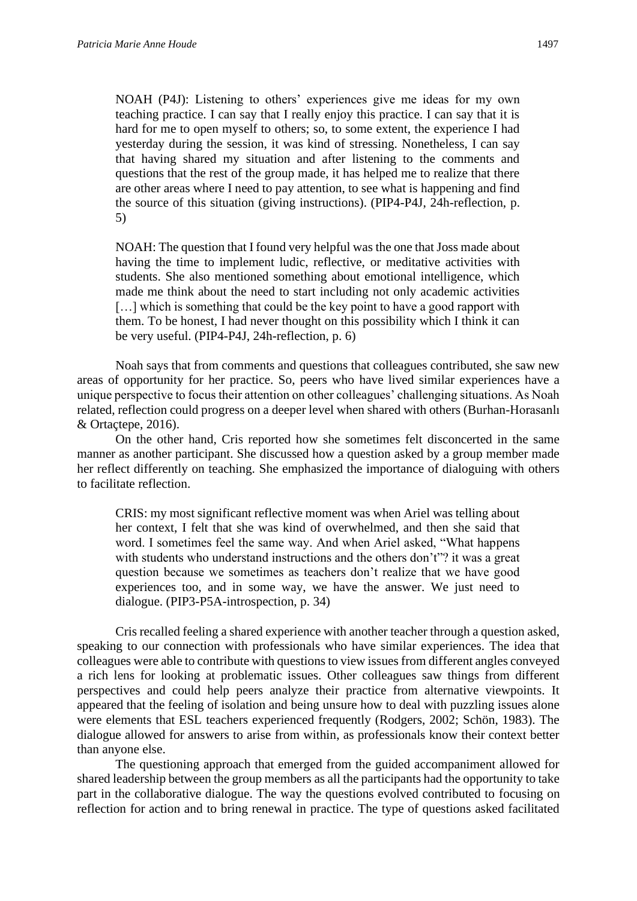> NOAH (P4J): Listening to others' experiences give me ideas for my own teaching practice. I can say that I really enjoy this practice. I can say that it is hard for me to open myself to others; so, to some extent, the experience I had yesterday during the session, it was kind of stressing. Nonetheless, I can say that having shared my situation and after listening to the comments and questions that the rest of the group made, it has helped me to realize that there are other areas where I need to pay attention, to see what is happening and find the source of this situation (giving instructions). (PIP4-P4J, 24h-reflection, p. 5)

> NOAH: The question that I found very helpful was the one that Joss made about having the time to implement ludic, reflective, or meditative activities with students. She also mentioned something about emotional intelligence, which made me think about the need to start including not only academic activities […] which is something that could be the key point to have a good rapport with them. To be honest, I had never thought on this possibility which I think it can be very useful. (PIP4-P4J, 24h-reflection, p. 6)

Noah says that from comments and questions that colleagues contributed, she saw new areas of opportunity for her practice. So, peers who have lived similar experiences have a unique perspective to focus their attention on other colleagues' challenging situations. As Noah related, reflection could progress on a deeper level when shared with others (Burhan-Horasanlı & Ortaçtepe, 2016).

On the other hand, Cris reported how she sometimes felt disconcerted in the same manner as another participant. She discussed how a question asked by a group member made her reflect differently on teaching. She emphasized the importance of dialoguing with others to facilitate reflection.

> CRIS: my most significant reflective moment was when Ariel was telling about her context, I felt that she was kind of overwhelmed, and then she said that word. I sometimes feel the same way. And when Ariel asked, "What happens with students who understand instructions and the others don't"? it was a great question because we sometimes as teachers don't realize that we have good experiences too, and in some way, we have the answer. We just need to dialogue. (PIP3-P5A-introspection, p. 34)

Cris recalled feeling a shared experience with another teacher through a question asked, speaking to our connection with professionals who have similar experiences. The idea that colleagues were able to contribute with questions to view issues from different angles conveyed a rich lens for looking at problematic issues. Other colleagues saw things from different perspectives and could help peers analyze their practice from alternative viewpoints. It appeared that the feeling of isolation and being unsure how to deal with puzzling issues alone were elements that ESL teachers experienced frequently (Rodgers, 2002; Schön, 1983). The dialogue allowed for answers to arise from within, as professionals know their context better than anyone else.

The questioning approach that emerged from the guided accompaniment allowed for shared leadership between the group members as all the participants had the opportunity to take part in the collaborative dialogue. The way the questions evolved contributed to focusing on reflection for action and to bring renewal in practice. The type of questions asked facilitated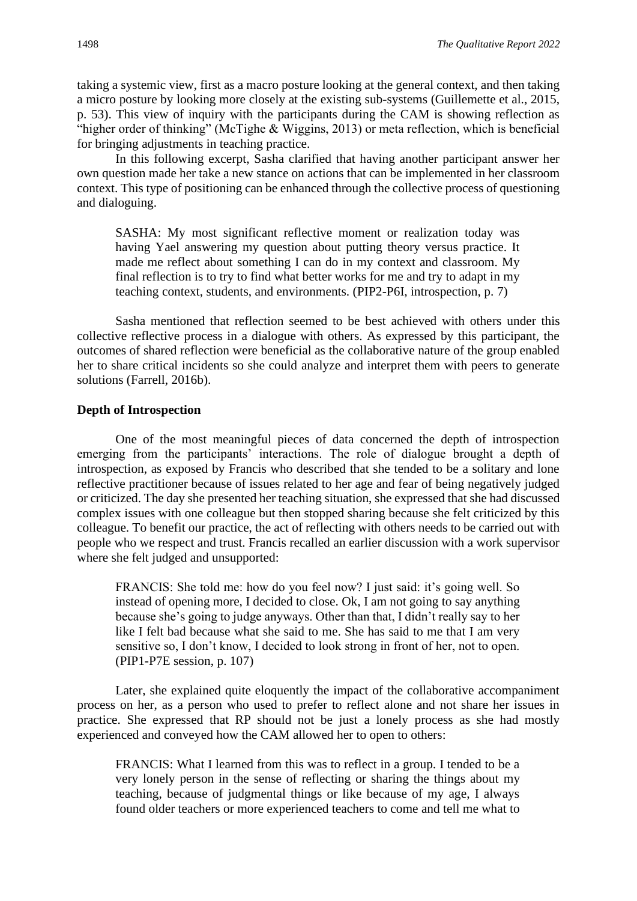taking a systemic view, first as a macro posture looking at the general context, and then taking a micro posture by looking more closely at the existing sub-systems (Guillemette et al., 2015, p. 53). This view of inquiry with the participants during the CAM is showing reflection as "higher order of thinking" (McTighe & Wiggins, 2013) or meta reflection, which is beneficial for bringing adjustments in teaching practice.

In this following excerpt, Sasha clarified that having another participant answer her own question made her take a new stance on actions that can be implemented in her classroom context. This type of positioning can be enhanced through the collective process of questioning and dialoguing.

> SASHA: My most significant reflective moment or realization today was having Yael answering my question about putting theory versus practice. It made me reflect about something I can do in my context and classroom. My final reflection is to try to find what better works for me and try to adapt in my teaching context, students, and environments. (PIP2-P6I, introspection, p. 7)

Sasha mentioned that reflection seemed to be best achieved with others under this collective reflective process in a dialogue with others. As expressed by this participant, the outcomes of shared reflection were beneficial as the collaborative nature of the group enabled her to share critical incidents so she could analyze and interpret them with peers to generate solutions (Farrell, 2016b).

### Depth of Introspection

One of the most meaningful pieces of data concerned the depth of introspection emerging from the participants' interactions. The role of dialogue brought a depth of introspection, as exposed by Francis who described that she tended to be a solitary and lone reflective practitioner because of issues related to her age and fear of being negatively judged or criticized. The day she presented her teaching situation, she expressed that she had discussed complex issues with one colleague but then stopped sharing because she felt criticized by this colleague. To benefit our practice, the act of reflecting with others needs to be carried out with people who we respect and trust. Francis recalled an earlier discussion with a work supervisor where she felt judged and unsupported:

> FRANCIS: She told me: how do you feel now? I just said: it's going well. So instead of opening more, I decided to close. Ok, I am not going to say anything because she's going to judge anyways. Other than that, I didn't really say to her like I felt bad because what she said to me. She has said to me that I am very sensitive so, I don't know, I decided to look strong in front of her, not to open. (PIP1-P7E session, p. 107)

Later, she explained quite eloquently the impact of the collaborative accompaniment process on her, as a person who used to prefer to reflect alone and not share her issues in practice. She expressed that RP should not be just a lonely process as she had mostly experienced and conveyed how the CAM allowed her to open to others:

> FRANCIS: What I learned from this was to reflect in a group. I tended to be a very lonely person in the sense of reflecting or sharing the things about my teaching, because of judgmental things or like because of my age, I always found older teachers or more experienced teachers to come and tell me what to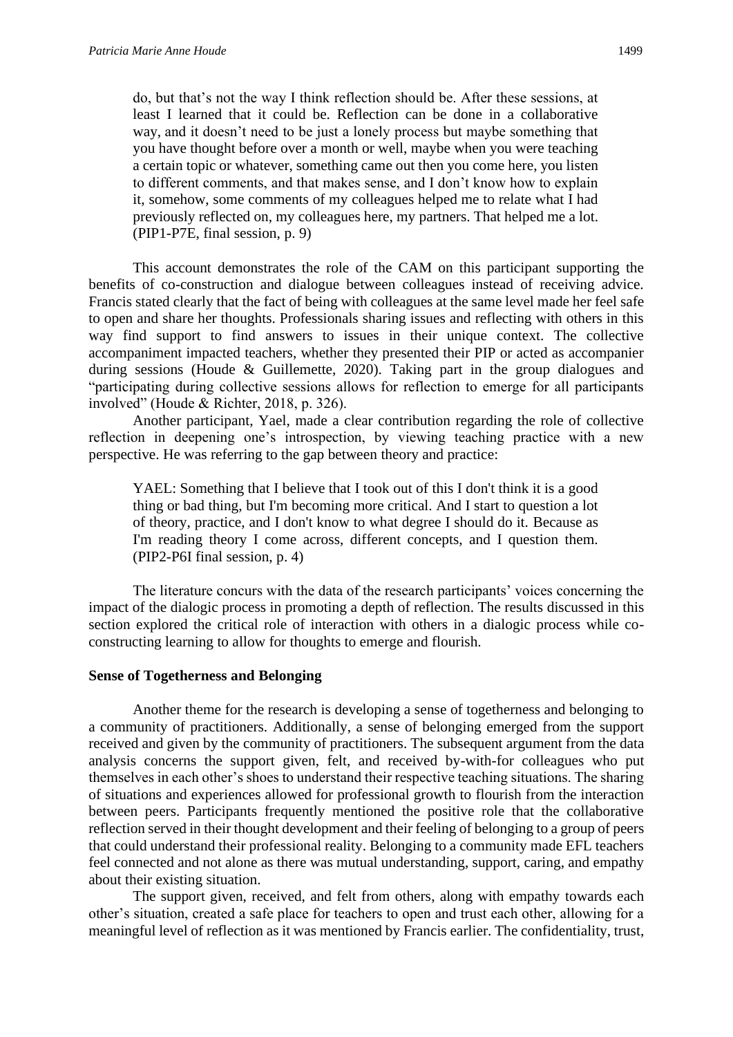> do, but that's not the way I think reflection should be. After these sessions, at least I learned that it could be. Reflection can be done in a collaborative way, and it doesn't need to be just a lonely process but maybe something that you have thought before over a month or well, maybe when you were teaching a certain topic or whatever, something came out then you come here, you listen to different comments, and that makes sense, and I don't know how to explain it, somehow, some comments of my colleagues helped me to relate what I had previously reflected on, my colleagues here, my partners. That helped me a lot. (PIP1-P7E, final session, p. 9)

This account demonstrates the role of the CAM on this participant supporting the benefits of co-construction and dialogue between colleagues instead of receiving advice. Francis stated clearly that the fact of being with colleagues at the same level made her feel safe to open and share her thoughts. Professionals sharing issues and reflecting with others in this way find support to find answers to issues in their unique context. The collective accompaniment impacted teachers, whether they presented their PIP or acted as accompanier during sessions (Houde & Guillemette, 2020). Taking part in the group dialogues and "participating during collective sessions allows for reflection to emerge for all participants involved" (Houde & Richter, 2018, p. 326).

Another participant, Yael, made a clear contribution regarding the role of collective reflection in deepening one's introspection, by viewing teaching practice with a new perspective. He was referring to the gap between theory and practice:

> YAEL: Something that I believe that I took out of this I don't think it is a good thing or bad thing, but I'm becoming more critical. And I start to question a lot of theory, practice, and I don't know to what degree I should do it. Because as I'm reading theory I come across, different concepts, and I question them. (PIP2-P6I final session, p. 4)

The literature concurs with the data of the research participants' voices concerning the impact of the dialogic process in promoting a depth of reflection. The results discussed in this section explored the critical role of interaction with others in a dialogic process while co-constructing learning to allow for thoughts to emerge and flourish.

### Sense of Togetherness and Belonging

Another theme for the research is developing a sense of togetherness and belonging to a community of practitioners. Additionally, a sense of belonging emerged from the support received and given by the community of practitioners. The subsequent argument from the data analysis concerns the support given, felt, and received by-with-for colleagues who put themselves in each other's shoes to understand their respective teaching situations. The sharing of situations and experiences allowed for professional growth to flourish from the interaction between peers. Participants frequently mentioned the positive role that the collaborative reflection served in their thought development and their feeling of belonging to a group of peers that could understand their professional reality. Belonging to a community made EFL teachers feel connected and not alone as there was mutual understanding, support, caring, and empathy about their existing situation.

The support given, received, and felt from others, along with empathy towards each other's situation, created a safe place for teachers to open and trust each other, allowing for a meaningful level of reflection as it was mentioned by Francis earlier. The confidentiality, trust,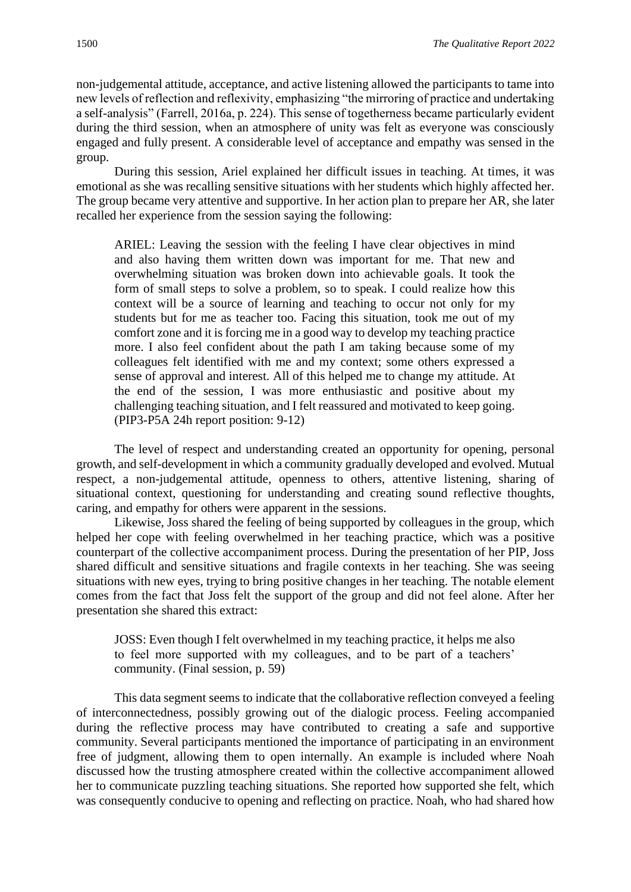non-judgemental attitude, acceptance, and active listening allowed the participants to tame into new levels of reflection and reflexivity, emphasizing "the mirroring of practice and undertaking a self-analysis" (Farrell, 2016a, p. 224). This sense of togetherness became particularly evident during the third session, when an atmosphere of unity was felt as everyone was consciously engaged and fully present. A considerable level of acceptance and empathy was sensed in the group.

During this session, Ariel explained her difficult issues in teaching. At times, it was emotional as she was recalling sensitive situations with her students which highly affected her. The group became very attentive and supportive. In her action plan to prepare her AR, she later recalled her experience from the session saying the following:

> ARIEL: Leaving the session with the feeling I have clear objectives in mind and also having them written down was important for me. That new and overwhelming situation was broken down into achievable goals. It took the form of small steps to solve a problem, so to speak. I could realize how this context will be a source of learning and teaching to occur not only for my students but for me as teacher too. Facing this situation, took me out of my comfort zone and it is forcing me in a good way to develop my teaching practice more. I also feel confident about the path I am taking because some of my colleagues felt identified with me and my context; some others expressed a sense of approval and interest. All of this helped me to change my attitude. At the end of the session, I was more enthusiastic and positive about my challenging teaching situation, and I felt reassured and motivated to keep going. (PIP3-P5A 24h report position: 9-12)

The level of respect and understanding created an opportunity for opening, personal growth, and self-development in which a community gradually developed and evolved. Mutual respect, a non-judgemental attitude, openness to others, attentive listening, sharing of situational context, questioning for understanding and creating sound reflective thoughts, caring, and empathy for others were apparent in the sessions.

Likewise, Joss shared the feeling of being supported by colleagues in the group, which helped her cope with feeling overwhelmed in her teaching practice, which was a positive counterpart of the collective accompaniment process. During the presentation of her PIP, Joss shared difficult and sensitive situations and fragile contexts in her teaching. She was seeing situations with new eyes, trying to bring positive changes in her teaching. The notable element comes from the fact that Joss felt the support of the group and did not feel alone. After her presentation she shared this extract:

> JOSS: Even though I felt overwhelmed in my teaching practice, it helps me also to feel more supported with my colleagues, and to be part of a teachers' community. (Final session, p. 59)

This data segment seems to indicate that the collaborative reflection conveyed a feeling of interconnectedness, possibly growing out of the dialogic process. Feeling accompanied during the reflective process may have contributed to creating a safe and supportive community. Several participants mentioned the importance of participating in an environment free of judgment, allowing them to open internally. An example is included where Noah discussed how the trusting atmosphere created within the collective accompaniment allowed her to communicate puzzling teaching situations. She reported how supported she felt, which was consequently conducive to opening and reflecting on practice. Noah, who had shared how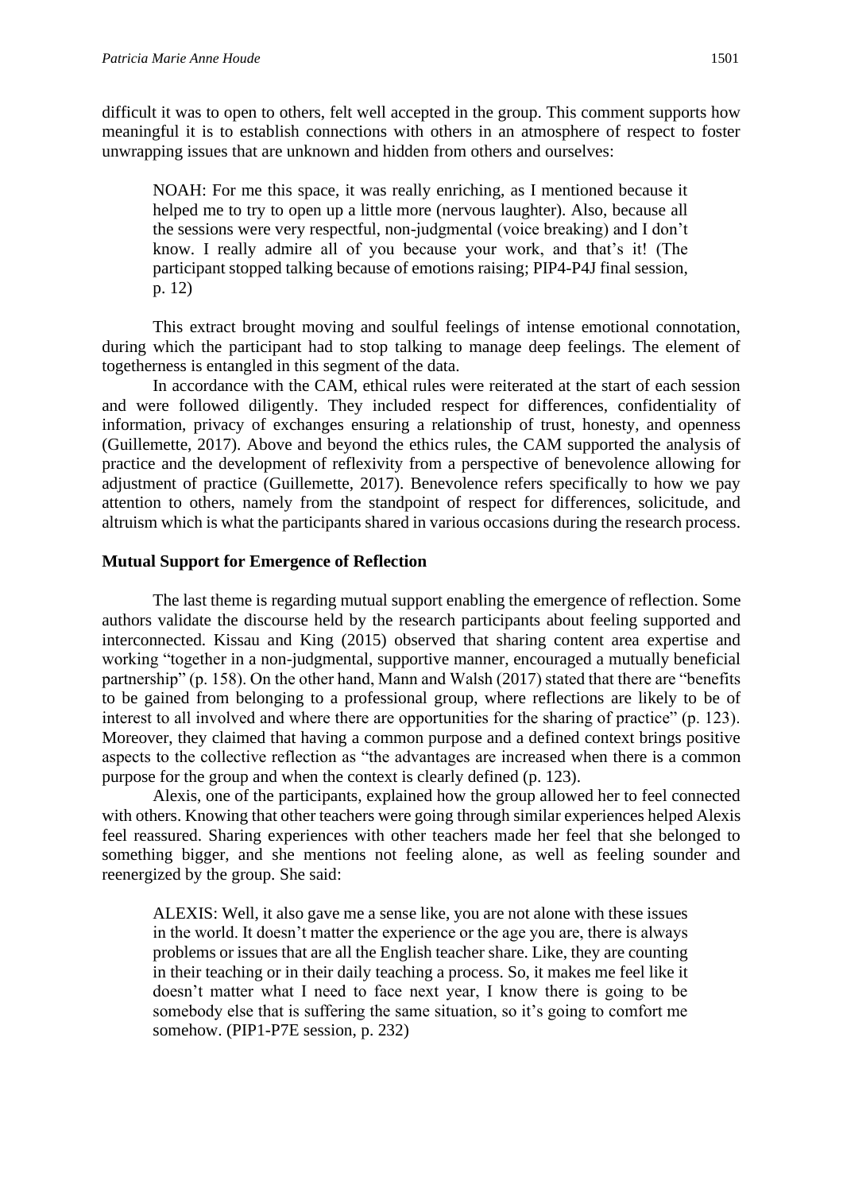difficult it was to open to others, felt well accepted in the group. This comment supports how meaningful it is to establish connections with others in an atmosphere of respect to foster unwrapping issues that are unknown and hidden from others and ourselves:

> NOAH: For me this space, it was really enriching, as I mentioned because it helped me to try to open up a little more (nervous laughter). Also, because all the sessions were very respectful, non-judgmental (voice breaking) and I don't know. I really admire all of you because your work, and that's it! (The participant stopped talking because of emotions raising; PIP4-P4J final session, p. 12)

This extract brought moving and soulful feelings of intense emotional connotation, during which the participant had to stop talking to manage deep feelings. The element of togetherness is entangled in this segment of the data.

In accordance with the CAM, ethical rules were reiterated at the start of each session and were followed diligently. They included respect for differences, confidentiality of information, privacy of exchanges ensuring a relationship of trust, honesty, and openness (Guillemette, 2017). Above and beyond the ethics rules, the CAM supported the analysis of practice and the development of reflexivity from a perspective of benevolence allowing for adjustment of practice (Guillemette, 2017). Benevolence refers specifically to how we pay attention to others, namely from the standpoint of respect for differences, solicitude, and altruism which is what the participants shared in various occasions during the research process.

### Mutual Support for Emergence of Reflection

The last theme is regarding mutual support enabling the emergence of reflection. Some authors validate the discourse held by the research participants about feeling supported and interconnected. Kissau and King (2015) observed that sharing content area expertise and working "together in a non-judgmental, supportive manner, encouraged a mutually beneficial partnership" (p. 158). On the other hand, Mann and Walsh (2017) stated that there are "benefits to be gained from belonging to a professional group, where reflections are likely to be of interest to all involved and where there are opportunities for the sharing of practice" (p. 123). Moreover, they claimed that having a common purpose and a defined context brings positive aspects to the collective reflection as "the advantages are increased when there is a common purpose for the group and when the context is clearly defined (p. 123).

Alexis, one of the participants, explained how the group allowed her to feel connected with others. Knowing that other teachers were going through similar experiences helped Alexis feel reassured. Sharing experiences with other teachers made her feel that she belonged to something bigger, and she mentions not feeling alone, as well as feeling sounder and reenergized by the group. She said:

> ALEXIS: Well, it also gave me a sense like, you are not alone with these issues in the world. It doesn't matter the experience or the age you are, there is always problems or issues that are all the English teacher share. Like, they are counting in their teaching or in their daily teaching a process. So, it makes me feel like it doesn't matter what I need to face next year, I know there is going to be somebody else that is suffering the same situation, so it's going to comfort me somehow. (PIP1-P7E session, p. 232)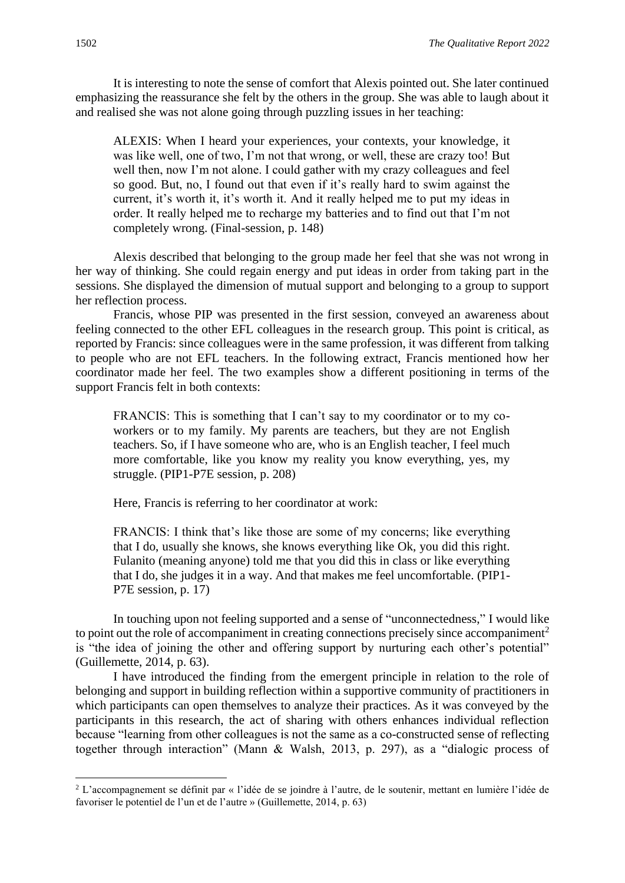It is interesting to note the sense of comfort that Alexis pointed out. She later continued emphasizing the reassurance she felt by the others in the group. She was able to laugh about it and realised she was not alone going through puzzling issues in her teaching:

> ALEXIS: When I heard your experiences, your contexts, your knowledge, it was like well, one of two, I'm not that wrong, or well, these are crazy too! But well then, now I'm not alone. I could gather with my crazy colleagues and feel so good. But, no, I found out that even if it's really hard to swim against the current, it's worth it, it's worth it. And it really helped me to put my ideas in order. It really helped me to recharge my batteries and to find out that I'm not completely wrong. (Final-session, p. 148)

Alexis described that belonging to the group made her feel that she was not wrong in her way of thinking. She could regain energy and put ideas in order from taking part in the sessions. She displayed the dimension of mutual support and belonging to a group to support her reflection process.

Francis, whose PIP was presented in the first session, conveyed an awareness about feeling connected to the other EFL colleagues in the research group. This point is critical, as reported by Francis: since colleagues were in the same profession, it was different from talking to people who are not EFL teachers. In the following extract, Francis mentioned how her coordinator made her feel. The two examples show a different positioning in terms of the support Francis felt in both contexts:

> FRANCIS: This is something that I can't say to my coordinator or to my co-workers or to my family. My parents are teachers, but they are not English teachers. So, if I have someone who are, who is an English teacher, I feel much more comfortable, like you know my reality you know everything, yes, my struggle. (PIP1-P7E session, p. 208)

Here, Francis is referring to her coordinator at work:

> FRANCIS: I think that's like those are some of my concerns; like everything that I do, usually she knows, she knows everything like Ok, you did this right. Fulanito (meaning anyone) told me that you did this in class or like everything that I do, she judges it in a way. And that makes me feel uncomfortable. (PIP1-P7E session, p. 17)

In touching upon not feeling supported and a sense of "unconnectedness," I would like to point out the role of accompaniment in creating connections precisely since accompaniment[2] is "the idea of joining the other and offering support by nurturing each other's potential" (Guillemette, 2014, p. 63).

I have introduced the finding from the emergent principle in relation to the role of belonging and support in building reflection within a supportive community of practitioners in which participants can open themselves to analyze their practices. As it was conveyed by the participants in this research, the act of sharing with others enhances individual reflection because "learning from other colleagues is not the same as a co-constructed sense of reflecting together through interaction" (Mann & Walsh, 2013, p. 297), as a "dialogic process of

---

[2] L'accompagnement se définit par « l'idée de se joindre à l'autre, de le soutenir, mettant en lumière l'idée de favoriser le potentiel de l'un et de l'autre » (Guillemette, 2014, p. 63)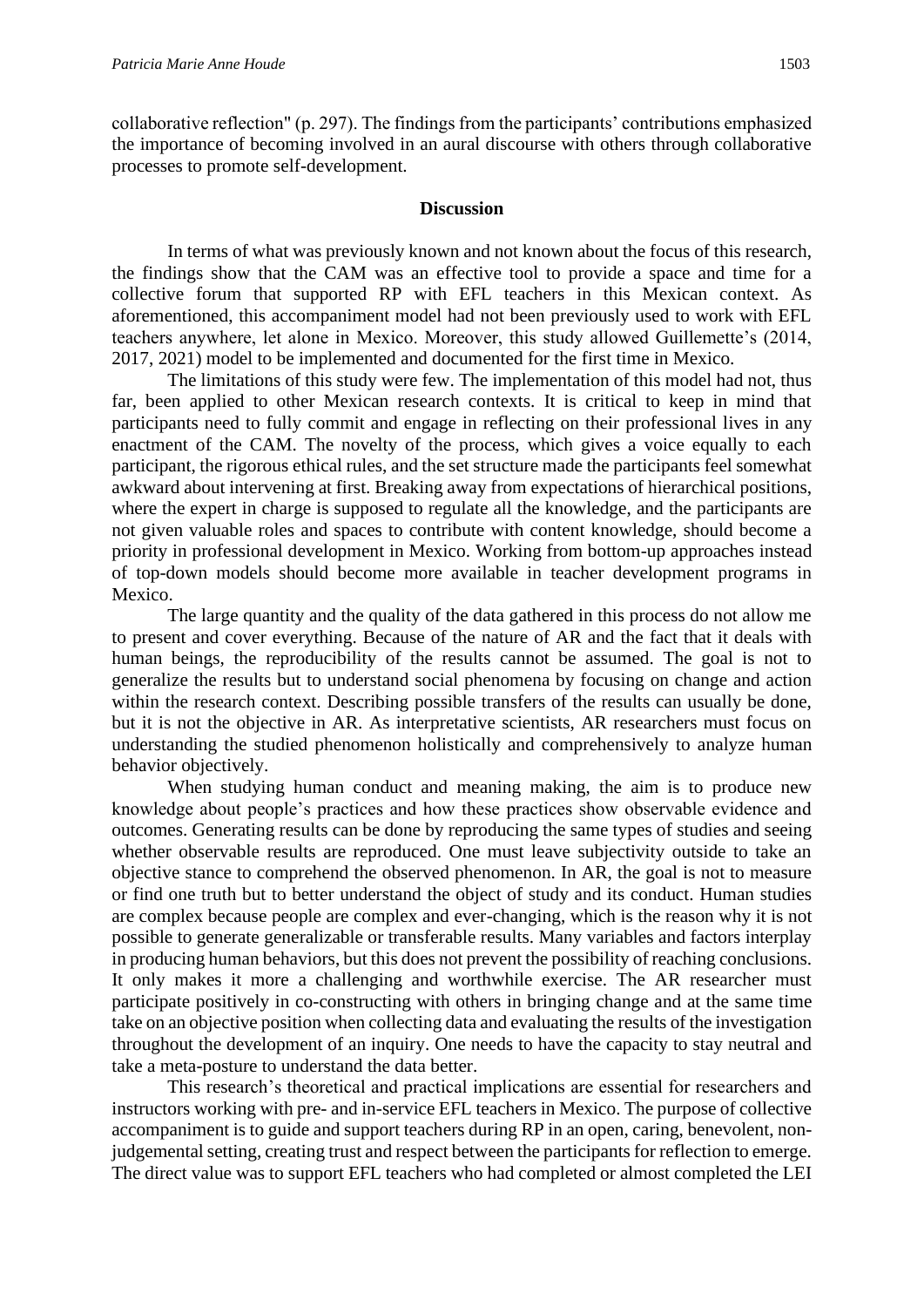collaborative reflection" (p. 297). The findings from the participants' contributions emphasized the importance of becoming involved in an aural discourse with others through collaborative processes to promote self-development.

## Discussion

In terms of what was previously known and not known about the focus of this research, the findings show that the CAM was an effective tool to provide a space and time for a collective forum that supported RP with EFL teachers in this Mexican context. As aforementioned, this accompaniment model had not been previously used to work with EFL teachers anywhere, let alone in Mexico. Moreover, this study allowed Guillemette's (2014, 2017, 2021) model to be implemented and documented for the first time in Mexico.

The limitations of this study were few. The implementation of this model had not, thus far, been applied to other Mexican research contexts. It is critical to keep in mind that participants need to fully commit and engage in reflecting on their professional lives in any enactment of the CAM. The novelty of the process, which gives a voice equally to each participant, the rigorous ethical rules, and the set structure made the participants feel somewhat awkward about intervening at first. Breaking away from expectations of hierarchical positions, where the expert in charge is supposed to regulate all the knowledge, and the participants are not given valuable roles and spaces to contribute with content knowledge, should become a priority in professional development in Mexico. Working from bottom-up approaches instead of top-down models should become more available in teacher development programs in Mexico.

The large quantity and the quality of the data gathered in this process do not allow me to present and cover everything. Because of the nature of AR and the fact that it deals with human beings, the reproducibility of the results cannot be assumed. The goal is not to generalize the results but to understand social phenomena by focusing on change and action within the research context. Describing possible transfers of the results can usually be done, but it is not the objective in AR. As interpretative scientists, AR researchers must focus on understanding the studied phenomenon holistically and comprehensively to analyze human behavior objectively.

When studying human conduct and meaning making, the aim is to produce new knowledge about people's practices and how these practices show observable evidence and outcomes. Generating results can be done by reproducing the same types of studies and seeing whether observable results are reproduced. One must leave subjectivity outside to take an objective stance to comprehend the observed phenomenon. In AR, the goal is not to measure or find one truth but to better understand the object of study and its conduct. Human studies are complex because people are complex and ever-changing, which is the reason why it is not possible to generate generalizable or transferable results. Many variables and factors interplay in producing human behaviors, but this does not prevent the possibility of reaching conclusions. It only makes it more a challenging and worthwhile exercise. The AR researcher must participate positively in co-constructing with others in bringing change and at the same time take on an objective position when collecting data and evaluating the results of the investigation throughout the development of an inquiry. One needs to have the capacity to stay neutral and take a meta-posture to understand the data better.

This research's theoretical and practical implications are essential for researchers and instructors working with pre- and in-service EFL teachers in Mexico. The purpose of collective accompaniment is to guide and support teachers during RP in an open, caring, benevolent, non-judgemental setting, creating trust and respect between the participants for reflection to emerge. The direct value was to support EFL teachers who had completed or almost completed the LEI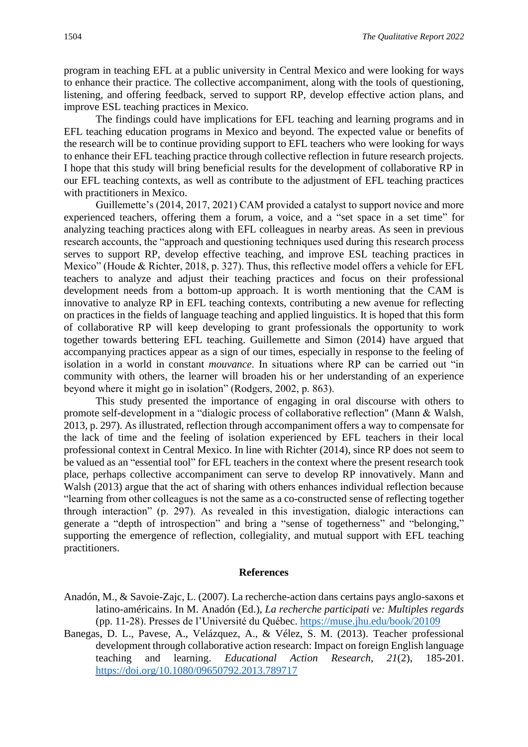program in teaching EFL at a public university in Central Mexico and were looking for ways to enhance their practice. The collective accompaniment, along with the tools of questioning, listening, and offering feedback, served to support RP, develop effective action plans, and improve ESL teaching practices in Mexico.

The findings could have implications for EFL teaching and learning programs and in EFL teaching education programs in Mexico and beyond. The expected value or benefits of the research will be to continue providing support to EFL teachers who were looking for ways to enhance their EFL teaching practice through collective reflection in future research projects. I hope that this study will bring beneficial results for the development of collaborative RP in our EFL teaching contexts, as well as contribute to the adjustment of EFL teaching practices with practitioners in Mexico.

Guillemette's (2014, 2017, 2021) CAM provided a catalyst to support novice and more experienced teachers, offering them a forum, a voice, and a "set space in a set time" for analyzing teaching practices along with EFL colleagues in nearby areas. As seen in previous research accounts, the "approach and questioning techniques used during this research process serves to support RP, develop effective teaching, and improve ESL teaching practices in Mexico" (Houde & Richter, 2018, p. 327). Thus, this reflective model offers a vehicle for EFL teachers to analyze and adjust their teaching practices and focus on their professional development needs from a bottom-up approach. It is worth mentioning that the CAM is innovative to analyze RP in EFL teaching contexts, contributing a new avenue for reflecting on practices in the fields of language teaching and applied linguistics. It is hoped that this form of collaborative RP will keep developing to grant professionals the opportunity to work together towards bettering EFL teaching. Guillemette and Simon (2014) have argued that accompanying practices appear as a sign of our times, especially in response to the feeling of isolation in a world in constant *mouvance.* In situations where RP can be carried out "in community with others, the learner will broaden his or her understanding of an experience beyond where it might go in isolation" (Rodgers, 2002, p. 863).

This study presented the importance of engaging in oral discourse with others to promote self-development in a "dialogic process of collaborative reflection" (Mann & Walsh, 2013, p. 297). As illustrated, reflection through accompaniment offers a way to compensate for the lack of time and the feeling of isolation experienced by EFL teachers in their local professional context in Central Mexico. In line with Richter (2014), since RP does not seem to be valued as an "essential tool" for EFL teachers in the context where the present research took place, perhaps collective accompaniment can serve to develop RP innovatively. Mann and Walsh (2013) argue that the act of sharing with others enhances individual reflection because "learning from other colleagues is not the same as a co-constructed sense of reflecting together through interaction" (p. 297). As revealed in this investigation, dialogic interactions can generate a "depth of introspection" and bring a "sense of togetherness" and "belonging," supporting the emergence of reflection, collegiality, and mutual support with EFL teaching practitioners.

## References

Anadón, M., & Savoie-Zajc, L. (2007). La recherche-action dans certains pays anglo-saxons et latino-américains. In M. Anadón (Ed.), *La recherche participati ve: Multiples regards* (pp. 11-28). Presses de l'Université du Québec. https://muse.jhu.edu/book/20109

Banegas, D. L., Pavese, A., Velázquez, A., & Vélez, S. M. (2013). Teacher professional development through collaborative action research: Impact on foreign English language teaching and learning. *Educational Action Research, 21*(2), 185-201. https://doi.org/10.1080/09650792.2013.789717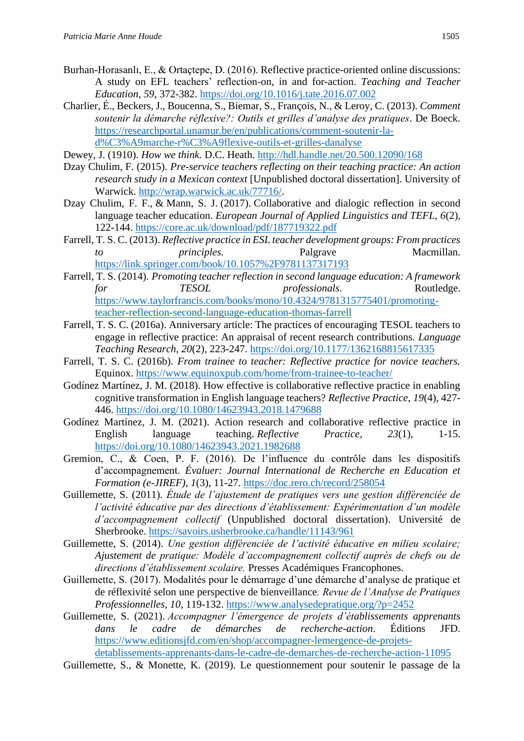Burhan-Horasanlı, E., & Ortaçtepe, D. (2016). Reflective practice-oriented online discussions: A study on EFL teachers' reflection-on, in and for-action. *Teaching and Teacher Education*, *59*, 372-382. https://doi.org/10.1016/j.tate.2016.07.002

Charlier, É., Beckers, J., Boucenna, S., Biemar, S., François, N., & Leroy, C. (2013). *Comment soutenir la démarche réflexive?: Outils et grilles d'analyse des pratiques*. De Boeck. https://researchportal.unamur.be/en/publications/comment-soutenir-la-d%C3%A9marche-r%C3%A9flexive-outils-et-grilles-danalyse

Dewey, J. (1910). *How we think.* D.C. Heath. http://hdl.handle.net/20.500.12090/168

Dzay Chulim, F. (2015). *Pre-service teachers reflecting on their teaching practice: An action research study in a Mexican context* [Unpublished doctoral dissertation]. University of Warwick. http://wrap.warwick.ac.uk/77716/.

Dzay Chulim, F. F., & Mann, S. J. (2017). Collaborative and dialogic reflection in second language teacher education. *European Journal of Applied Linguistics and TEFL*, *6*(2), 122-144. https://core.ac.uk/download/pdf/187719322.pdf

Farrell, T. S. C. (2013). *Reflective practice in ESL teacher development groups: From practices to principles.* Palgrave Macmillan. https://link.springer.com/book/10.1057%2F9781137317193

Farrell, T. S. (2014). *Promoting teacher reflection in second language education: A framework for TESOL professionals*. Routledge. https://www.taylorfrancis.com/books/mono/10.4324/9781315775401/promoting-teacher-reflection-second-language-education-thomas-farrell

Farrell, T. S. C. (2016a). Anniversary article: The practices of encouraging TESOL teachers to engage in reflective practice: An appraisal of recent research contributions. *Language Teaching Research*, *20*(2), 223-247. https://doi.org/10.1177/1362168815617335

Farrell, T. S. C. (2016b). *From trainee to teacher: Reflective practice for novice teachers.* Equinox. https://www.equinoxpub.com/home/from-trainee-to-teacher/

Godínez Martínez, J. M. (2018). How effective is collaborative reflective practice in enabling cognitive transformation in English language teachers? *Reflective Practice*, *19*(4), 427-446. https://doi.org/10.1080/14623943.2018.1479688

Godínez Martínez, J. M. (2021). Action research and collaborative reflective practice in English language teaching. *Reflective Practice*, *23*(1), 1-15. https://doi.org/10.1080/14623943.2021.1982688

Gremion, C., & Coen, P. F. (2016). De l'influence du contrôle dans les dispositifs d'accompagnement. *Évaluer: Journal International de Recherche en Education et Formation (e-JIREF)*, *1*(3), 11-27. https://doc.rero.ch/record/258054

Guillemette, S. (2011). *Étude de l'ajustement de pratiques vers une gestion différenciée de l'activité éducative par des directions d'établissement: Expérimentation d'un modèle d'accompagnement collectif* (Unpublished doctoral dissertation). Université de Sherbrooke. https://savoirs.usherbrooke.ca/handle/11143/961

Guillemette, S. (2014). *Une gestion différenciée de l'activité éducative en milieu scolaire; Ajustement de pratique: Modèle d'accompagnement collectif auprès de chefs ou de directions d'établissement scolaire.* Presses Académiques Francophones.

Guillemette, S. (2017). Modalités pour le démarrage d'une démarche d'analyse de pratique et de réflexivité selon une perspective de bienveillance*. Revue de l'Analyse de Pratiques Professionnelles*, *10*, 119-132. https://www.analysedepratique.org/?p=2452

Guillemette, S. (2021). *Accompagner l'émergence de projets d'établissements apprenants dans le cadre de démarches de recherche-action*. Éditions JFD. https://www.editionsjfd.com/en/shop/accompagner-lemergence-de-projets-detablissements-apprenants-dans-le-cadre-de-demarches-de-recherche-action-11095

Guillemette, S., & Monette, K. (2019). Le questionnement pour soutenir le passage de la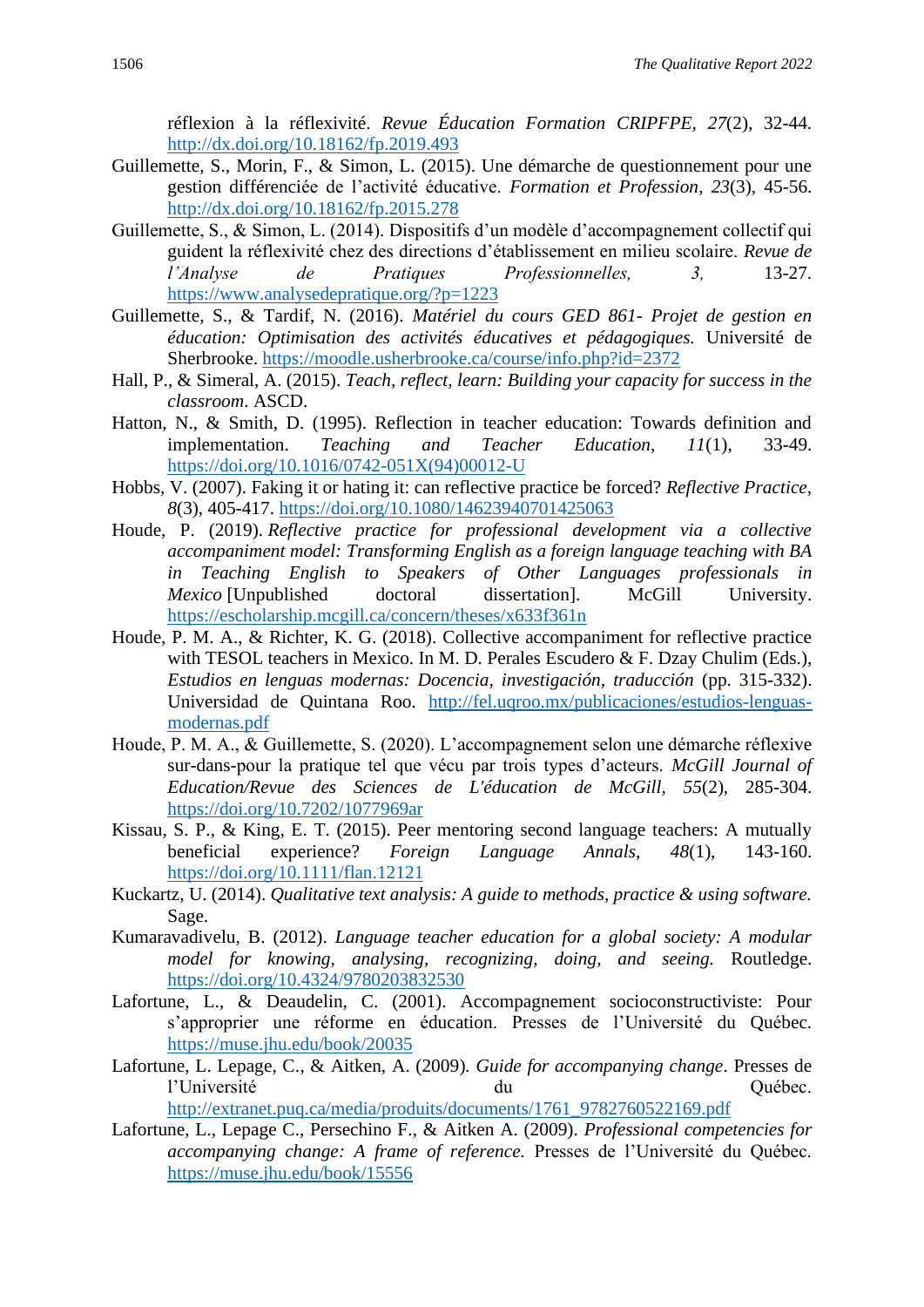réflexion à la réflexivité. *Revue Éducation Formation CRIPFPE*, *27*(2), 32-44. http://dx.doi.org/10.18162/fp.2019.493

Guillemette, S., Morin, F., & Simon, L. (2015). Une démarche de questionnement pour une gestion différenciée de l'activité éducative. *Formation et Profession*, *23*(3), 45-56. http://dx.doi.org/10.18162/fp.2015.278

Guillemette, S., & Simon, L. (2014). Dispositifs d'un modèle d'accompagnement collectif qui guident la réflexivité chez des directions d'établissement en milieu scolaire. *Revue de l'Analyse de Pratiques Professionnelles, 3,* 13-27. https://www.analysedepratique.org/?p=1223

Guillemette, S., & Tardif, N. (2016). *Matériel du cours GED 861- Projet de gestion en éducation: Optimisation des activités éducatives et pédagogiques.* Université de Sherbrooke. https://moodle.usherbrooke.ca/course/info.php?id=2372

Hall, P., & Simeral, A. (2015). *Teach, reflect, learn: Building your capacity for success in the classroom*. ASCD.

Hatton, N., & Smith, D. (1995). Reflection in teacher education: Towards definition and implementation. *Teaching and Teacher Education, 11*(1), 33-49. https://doi.org/10.1016/0742-051X(94)00012-U

Hobbs, V. (2007). Faking it or hating it: can reflective practice be forced? *Reflective Practice*, *8*(3), 405-417. https://doi.org/10.1080/14623940701425063

Houde, P. (2019). *Reflective practice for professional development via a collective accompaniment model: Transforming English as a foreign language teaching with BA in Teaching English to Speakers of Other Languages professionals in Mexico* [Unpublished doctoral dissertation]. McGill University. https://escholarship.mcgill.ca/concern/theses/x633f361n

Houde, P. M. A., & Richter, K. G. (2018). Collective accompaniment for reflective practice with TESOL teachers in Mexico. In M. D. Perales Escudero & F. Dzay Chulim (Eds.), *Estudios en lenguas modernas: Docencia, investigación, traducción* (pp. 315-332). Universidad de Quintana Roo. http://fel.uqroo.mx/publicaciones/estudios-lenguas-modernas.pdf

Houde, P. M. A., & Guillemette, S. (2020). L'accompagnement selon une démarche réflexive sur-dans-pour la pratique tel que vécu par trois types d'acteurs. *McGill Journal of Education/Revue des Sciences de L'éducation de McGill, 55*(2), 285-304. https://doi.org/10.7202/1077969ar

Kissau, S. P., & King, E. T. (2015). Peer mentoring second language teachers: A mutually beneficial experience? *Foreign Language Annals, 48*(1), 143-160. https://doi.org/10.1111/flan.12121

Kuckartz, U. (2014). *Qualitative text analysis: A guide to methods, practice & using software.* Sage.

Kumaravadivelu, B. (2012). *Language teacher education for a global society: A modular model for knowing, analysing, recognizing, doing, and seeing.* Routledge. https://doi.org/10.4324/9780203832530

Lafortune, L., & Deaudelin, C. (2001). Accompagnement socioconstructiviste: Pour s'approprier une réforme en éducation. Presses de l'Université du Québec. https://muse.jhu.edu/book/20035

Lafortune, L. Lepage, C., & Aitken, A. (2009). *Guide for accompanying change*. Presses de l'Université du Québec. http://extranet.puq.ca/media/produits/documents/1761_9782760522169.pdf

Lafortune, L., Lepage C., Persechino F., & Aitken A. (2009). *Professional competencies for accompanying change: A frame of reference.* Presses de l'Université du Québec. https://muse.jhu.edu/book/15556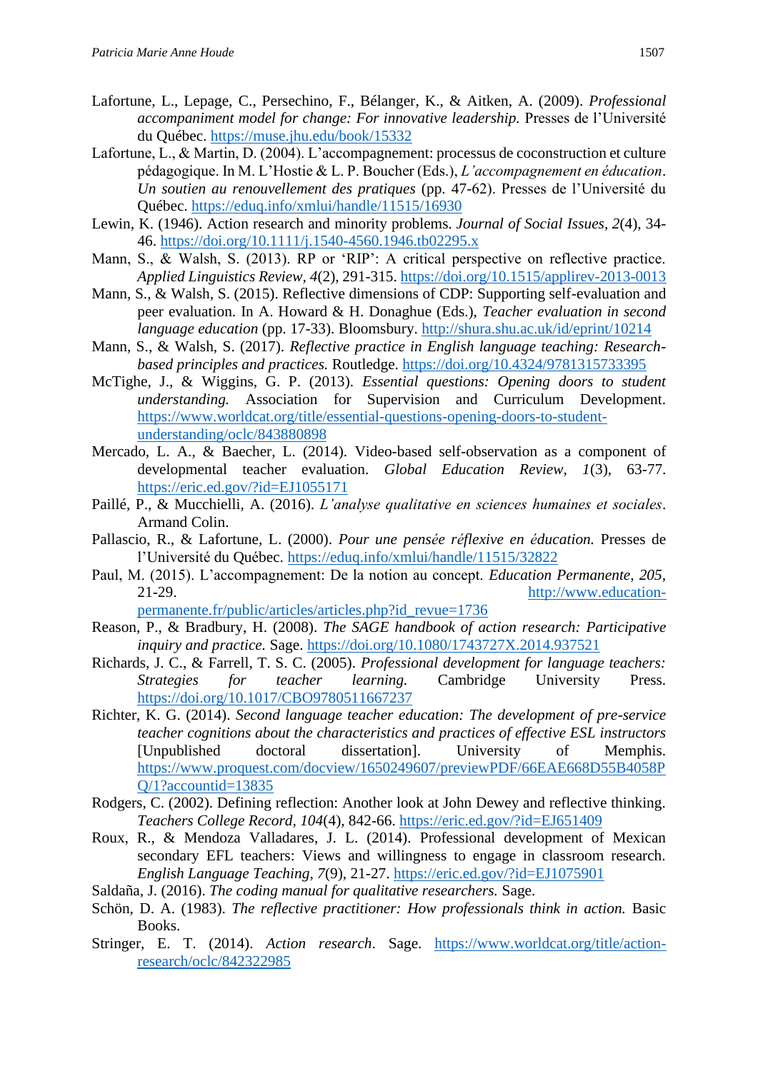Lafortune, L., Lepage, C., Persechino, F., Bélanger, K., & Aitken, A. (2009). *Professional accompaniment model for change: For innovative leadership.* Presses de l'Université du Québec. https://muse.jhu.edu/book/15332

Lafortune, L., & Martin, D. (2004). L'accompagnement: processus de coconstruction et culture pédagogique. In M. L'Hostie & L. P. Boucher (Eds.), *L'accompagnement en éducation. Un soutien au renouvellement des pratiques* (pp. 47-62). Presses de l'Université du Québec. https://eduq.info/xmlui/handle/11515/16930

Lewin, K. (1946). Action research and minority problems. *Journal of Social Issues*, *2*(4), 34-46. https://doi.org/10.1111/j.1540-4560.1946.tb02295.x

Mann, S., & Walsh, S. (2013). RP or 'RIP': A critical perspective on reflective practice. *Applied Linguistics Review*, *4*(2), 291-315. https://doi.org/10.1515/applirev-2013-0013

Mann, S., & Walsh, S. (2015). Reflective dimensions of CDP: Supporting self-evaluation and peer evaluation. In A. Howard & H. Donaghue (Eds.), *Teacher evaluation in second language education* (pp. 17-33). Bloomsbury. http://shura.shu.ac.uk/id/eprint/10214

Mann, S., & Walsh, S. (2017). *Reflective practice in English language teaching: Research-based principles and practices.* Routledge. https://doi.org/10.4324/9781315733395

McTighe, J., & Wiggins, G. P. (2013). *Essential questions: Opening doors to student understanding.* Association for Supervision and Curriculum Development. https://www.worldcat.org/title/essential-questions-opening-doors-to-student-understanding/oclc/843880898

Mercado, L. A., & Baecher, L. (2014). Video-based self-observation as a component of developmental teacher evaluation. *Global Education Review*, *1*(3), 63-77. https://eric.ed.gov/?id=EJ1055171

Paillé, P., & Mucchielli, A. (2016). *L'analyse qualitative en sciences humaines et sociales*. Armand Colin.

Pallascio, R., & Lafortune, L. (2000). *Pour une pensée réflexive en éducation.* Presses de l'Université du Québec. https://eduq.info/xmlui/handle/11515/32822

Paul, M. (2015). L'accompagnement: De la notion au concept. *Education Permanente*, *205*, 21-29. http://www.education-permanente.fr/public/articles/articles.php?id_revue=1736

Reason, P., & Bradbury, H. (2008). *The SAGE handbook of action research: Participative inquiry and practice.* Sage. https://doi.org/10.1080/1743727X.2014.937521

Richards, J. C., & Farrell, T. S. C. (2005). *Professional development for language teachers: Strategies for teacher learning.* Cambridge University Press. https://doi.org/10.1017/CBO9780511667237

Richter, K. G. (2014). *Second language teacher education: The development of pre-service teacher cognitions about the characteristics and practices of effective ESL instructors* [Unpublished doctoral dissertation]. University of Memphis. https://www.proquest.com/docview/1650249607/previewPDF/66EAE668D55B4058PQ/1?accountid=13835

Rodgers, C. (2002). Defining reflection: Another look at John Dewey and reflective thinking. *Teachers College Record*, *104*(4), 842-66. https://eric.ed.gov/?id=EJ651409

Roux, R., & Mendoza Valladares, J. L. (2014). Professional development of Mexican secondary EFL teachers: Views and willingness to engage in classroom research. *English Language Teaching*, *7*(9), 21-27. https://eric.ed.gov/?id=EJ1075901

Saldaña, J. (2016). *The coding manual for qualitative researchers.* Sage.

Schön, D. A. (1983). *The reflective practitioner: How professionals think in action.* Basic Books.

Stringer, E. T. (2014). *Action research*. Sage. https://www.worldcat.org/title/action-research/oclc/842322985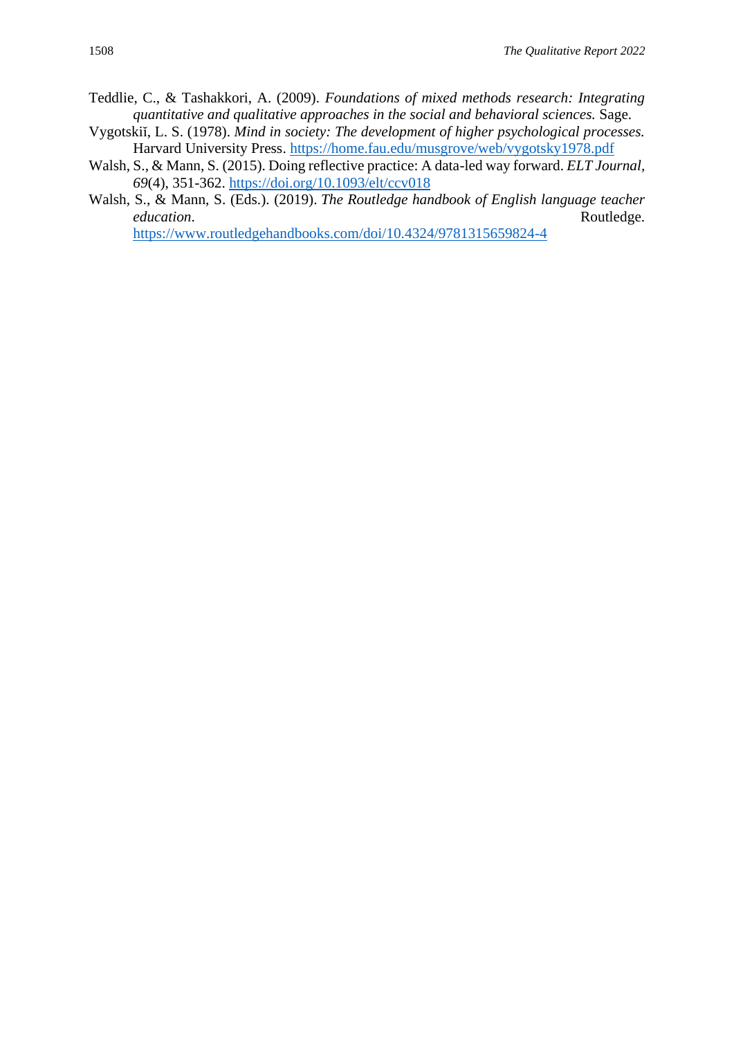Teddlie, C., & Tashakkori, A. (2009). *Foundations of mixed methods research: Integrating quantitative and qualitative approaches in the social and behavioral sciences.* Sage.

Vygotskiĭ, L. S. (1978). *Mind in society: The development of higher psychological processes.* Harvard University Press. https://home.fau.edu/musgrove/web/vygotsky1978.pdf

Walsh, S., & Mann, S. (2015). Doing reflective practice: A data-led way forward. *ELT Journal*, *69*(4), 351-362. https://doi.org/10.1093/elt/ccv018

Walsh, S., & Mann, S. (Eds.). (2019). *The Routledge handbook of English language teacher education*. Routledge. https://www.routledgehandbooks.com/doi/10.4324/9781315659824-4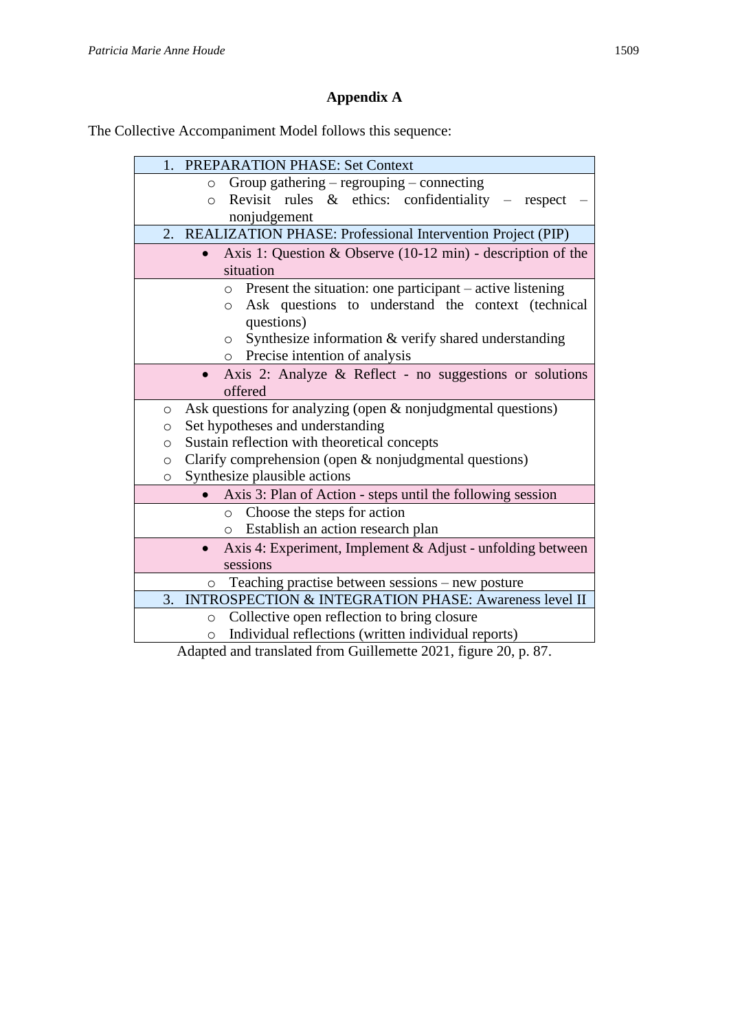## Appendix A

The Collective Accompaniment Model follows this sequence:

| 1. PREPARATION PHASE: Set Context |
|---|
| ○ Group gathering – regrouping – connecting<br>○ Revisit rules & ethics: confidentiality – respect – nonjudgement |
| 2. REALIZATION PHASE: Professional Intervention Project (PIP) |
| • Axis 1: Question & Observe (10-12 min) - description of the situation |
| ○ Present the situation: one participant – active listening<br>○ Ask questions to understand the context (technical questions)<br>○ Synthesize information & verify shared understanding<br>○ Precise intention of analysis |
| • Axis 2: Analyze & Reflect - no suggestions or solutions offered |
| ○ Ask questions for analyzing (open & nonjudgmental questions)<br>○ Set hypotheses and understanding<br>○ Sustain reflection with theoretical concepts<br>○ Clarify comprehension (open & nonjudgmental questions)<br>○ Synthesize plausible actions |
| • Axis 3: Plan of Action - steps until the following session |
| ○ Choose the steps for action<br>○ Establish an action research plan |
| • Axis 4: Experiment, Implement & Adjust - unfolding between sessions |
| ○ Teaching practise between sessions – new posture |
| 3. INTROSPECTION & INTEGRATION PHASE: Awareness level II |
| ○ Collective open reflection to bring closure<br>○ Individual reflections (written individual reports) |

Adapted and translated from Guillemette 2021, figure 20, p. 87.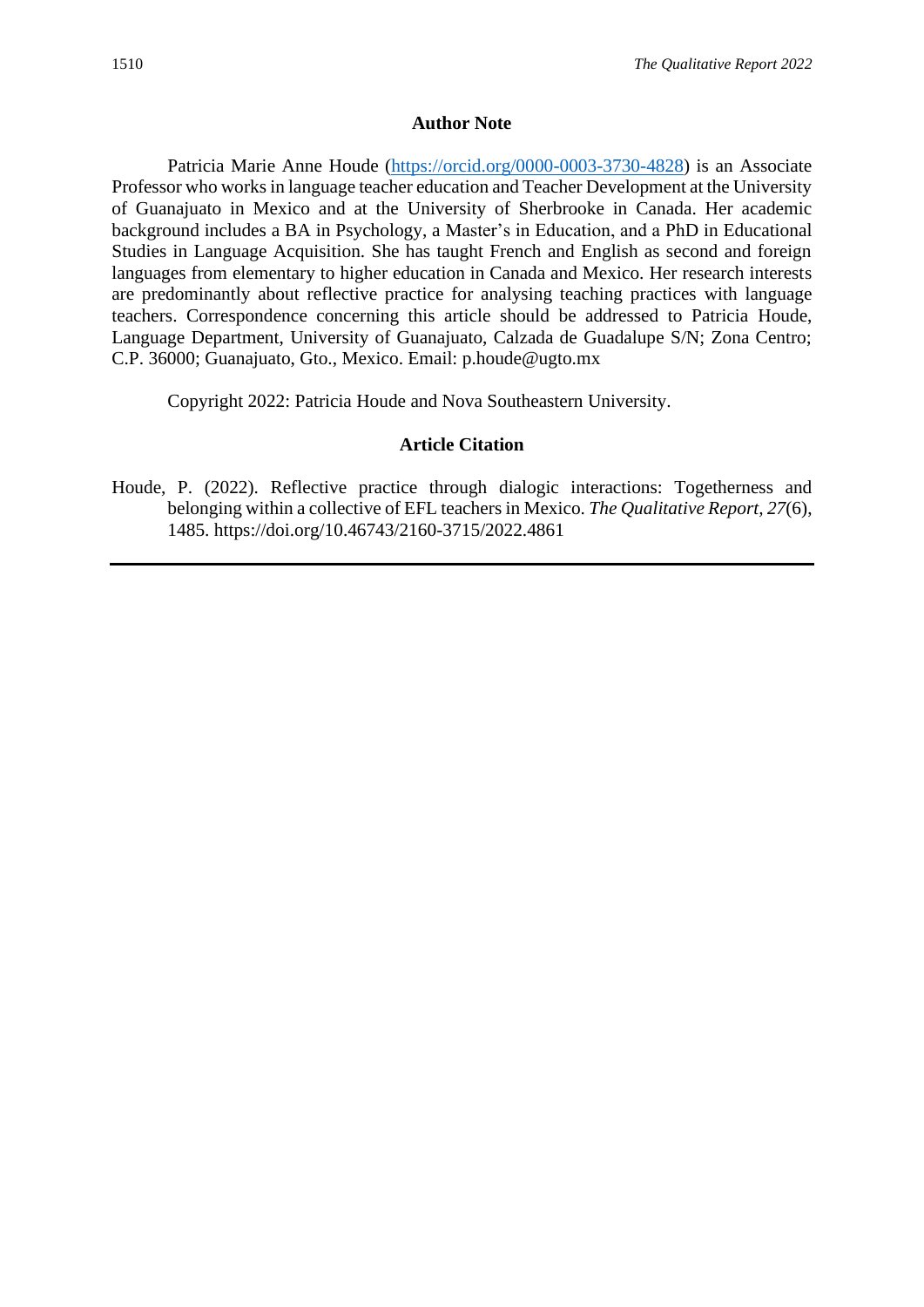## Author Note

Patricia Marie Anne Houde (https://orcid.org/0000-0003-3730-4828) is an Associate Professor who works in language teacher education and Teacher Development at the University of Guanajuato in Mexico and at the University of Sherbrooke in Canada. Her academic background includes a BA in Psychology, a Master's in Education, and a PhD in Educational Studies in Language Acquisition. She has taught French and English as second and foreign languages from elementary to higher education in Canada and Mexico. Her research interests are predominantly about reflective practice for analysing teaching practices with language teachers. Correspondence concerning this article should be addressed to Patricia Houde, Language Department, University of Guanajuato, Calzada de Guadalupe S/N; Zona Centro; C.P. 36000; Guanajuato, Gto., Mexico. Email: p.houde@ugto.mx

Copyright 2022: Patricia Houde and Nova Southeastern University.

## Article Citation

Houde, P. (2022). Reflective practice through dialogic interactions: Togetherness and belonging within a collective of EFL teachers in Mexico. *The Qualitative Report, 27*(6), 1485. https://doi.org/10.46743/2160-3715/2022.4861